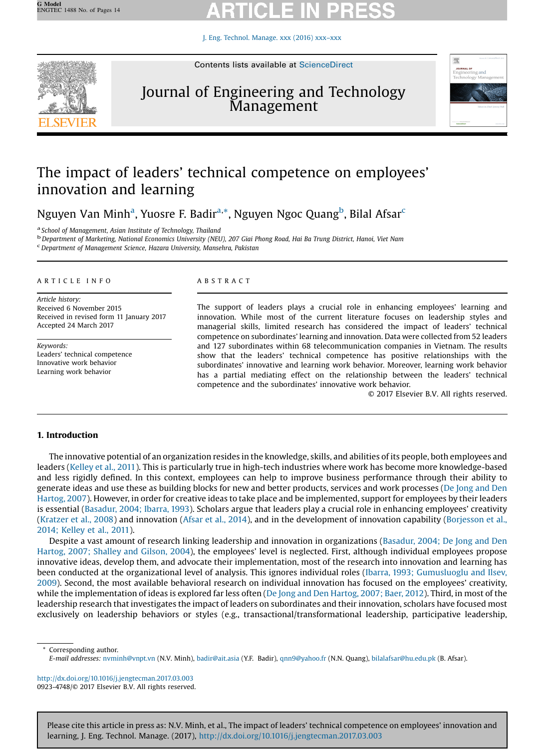# The impact of leaders' technical competence on employees' innovation and learning

Nguyen Van Minh[a], Yuosre F. Badir[a,*], Nguyen Ngoc Quang[b], Bilal Afsar[c]

[a] School of Management, Asian Institute of Technology, Thailand
[b] Department of Marketing, National Economics University (NEU), 207 Giai Phong Road, Hai Ba Trung District, Hanoi, Viet Nam
[c] Department of Management Science, Hazara University, Mansehra, Pakistan

**ARTICLE INFO**

*Article history:*
Received 6 November 2015
Received in revised form 11 January 2017
Accepted 24 March 2017

*Keywords:*
Leaders' technical competence
Innovative work behavior
Learning work behavior

**ABSTRACT**

The support of leaders plays a crucial role in enhancing employees' learning and innovation. While most of the current literature focuses on leadership styles and managerial skills, limited research has considered the impact of leaders' technical competence on subordinates' learning and innovation. Data were collected from 52 leaders and 127 subordinates within 68 telecommunication companies in Vietnam. The results show that the leaders' technical competence has positive relationships with the subordinates' innovative and learning work behavior. Moreover, learning work behavior has a partial mediating effect on the relationship between the leaders' technical competence and the subordinates' innovative work behavior.

© 2017 Elsevier B.V. All rights reserved.

## 1. Introduction

The innovative potential of an organization resides in the knowledge, skills, and abilities of its people, both employees and leaders (Kelley et al., 2011). This is particularly true in high-tech industries where work has become more knowledge-based and less rigidly defined. In this context, employees can help to improve business performance through their ability to generate ideas and use these as building blocks for new and better products, services and work processes (De Jong and Den Hartog, 2007). However, in order for creative ideas to take place and be implemented, support for employees by their leaders is essential (Basadur, 2004; Ibarra, 1993). Scholars argue that leaders play a crucial role in enhancing employees' creativity (Kratzer et al., 2008) and innovation (Afsar et al., 2014), and in the development of innovation capability (Borjeson et al., 2014; Kelley et al., 2011).

Despite a vast amount of research linking leadership and innovation in organizations (Basadur, 2004; De Jong and Den Hartog, 2007; Shalley and Gilson, 2004), the employees' level is neglected. First, although individual employees propose innovative ideas, develop them, and advocate their implementation, most of the research into innovation and learning has been conducted at the organizational level of analysis. This ignores individual roles (Ibarra, 1993; Gumusluoglu and Ilsev, 2009). Second, the most available behavioral research on individual innovation has focused on the employees' creativity, while the implementation of ideas is explored far less often (De Jong and Den Hartog, 2007; Baer, 2012). Third, in most of the leadership research that investigates the impact of leaders on subordinates and their innovation, scholars have focused most exclusively on leadership behaviors or styles (e.g., transactional/transformational leadership, participative leadership,

\* Corresponding author.
*E-mail addresses:* nvminh@vnpt.vn (N.V. Minh), badir@ait.asia (Y.F. Badir), qnn9@yahoo.fr (N.N. Quang), bilalafsar@hu.edu.pk (B. Afsar).

http://dx.doi.org/10.1016/j.jengtecman.2017.03.003
0923-4748/© 2017 Elsevier B.V. All rights reserved.

Please cite this article in press as: N.V. Minh, et al., The impact of leaders' technical competence on employees' innovation and learning, J. Eng. Technol. Manage. (2017), http://dx.doi.org/10.1016/j.jengtecman.2017.03.003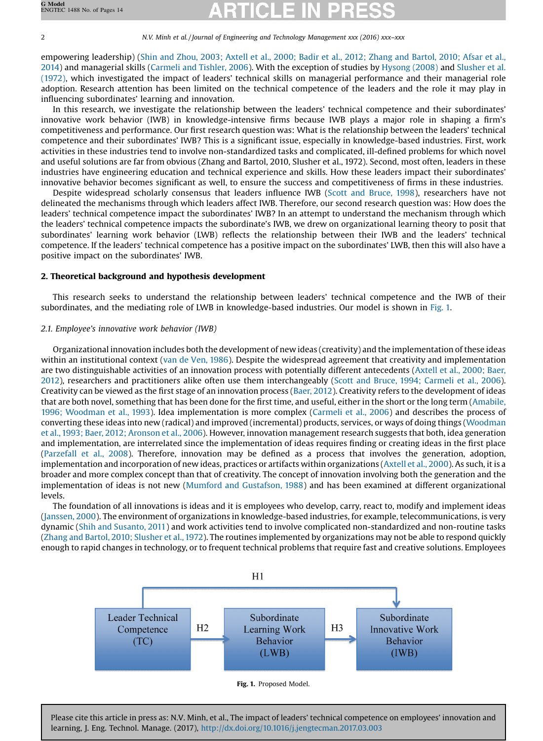empowering leadership) (Shin and Zhou, 2003; Axtell et al., 2000; Badir et al., 2012; Zhang and Bartol, 2010; Afsar et al., 2014) and managerial skills (Carmeli and Tishler, 2006). With the exception of studies by Hysong (2008) and Slusher et al. (1972), which investigated the impact of leaders' technical skills on managerial performance and their managerial role adoption. Research attention has been limited on the technical competence of the leaders and the role it may play in influencing subordinates' learning and innovation.

In this research, we investigate the relationship between the leaders' technical competence and their subordinates' innovative work behavior (IWB) in knowledge-intensive firms because IWB plays a major role in shaping a firm's competitiveness and performance. Our first research question was: What is the relationship between the leaders' technical competence and their subordinates' IWB? This is a significant issue, especially in knowledge-based industries. First, work activities in these industries tend to involve non-standardized tasks and complicated, ill-defined problems for which novel and useful solutions are far from obvious (Zhang and Bartol, 2010, Slusher et al., 1972). Second, most often, leaders in these industries have engineering education and technical experience and skills. How these leaders impact their subordinates' innovative behavior becomes significant as well, to ensure the success and competitiveness of firms in these industries.

Despite widespread scholarly consensus that leaders influence IWB (Scott and Bruce, 1998), researchers have not delineated the mechanisms through which leaders affect IWB. Therefore, our second research question was: How does the leaders' technical competence impact the subordinates' IWB? In an attempt to understand the mechanism through which the leaders' technical competence impacts the subordinate's IWB, we drew on organizational learning theory to posit that subordinates' learning work behavior (LWB) reflects the relationship between their IWB and the leaders' technical competence. If the leaders' technical competence has a positive impact on the subordinates' LWB, then this will also have a positive impact on the subordinates' IWB.

## 2. Theoretical background and hypothesis development

This research seeks to understand the relationship between leaders' technical competence and the IWB of their subordinates, and the mediating role of LWB in knowledge-based industries. Our model is shown in Fig. 1.

### 2.1. Employee's innovative work behavior (IWB)

Organizational innovation includes both the development of new ideas (creativity) and the implementation of these ideas within an institutional context (van de Ven, 1986). Despite the widespread agreement that creativity and implementation are two distinguishable activities of an innovation process with potentially different antecedents (Axtell et al., 2000; Baer, 2012), researchers and practitioners alike often use them interchangeably (Scott and Bruce, 1994; Carmeli et al., 2006). Creativity can be viewed as the first stage of an innovation process (Baer, 2012). Creativity refers to the development of ideas that are both novel, something that has been done for the first time, and useful, either in the short or the long term (Amabile, 1996; Woodman et al., 1993). Idea implementation is more complex (Carmeli et al., 2006) and describes the process of converting these ideas into new (radical) and improved (incremental) products, services, or ways of doing things (Woodman et al., 1993; Baer, 2012; Aronson et al., 2006). However, innovation management research suggests that both, idea generation and implementation, are interrelated since the implementation of ideas requires finding or creating ideas in the first place (Parzefall et al., 2008). Therefore, innovation may be defined as a process that involves the generation, adoption, implementation and incorporation of new ideas, practices or artifacts within organizations (Axtell et al., 2000). As such, it is a broader and more complex concept than that of creativity. The concept of innovation involving both the generation and the implementation of ideas is not new (Mumford and Gustafson, 1988) and has been examined at different organizational levels.

The foundation of all innovations is ideas and it is employees who develop, carry, react to, modify and implement ideas (Janssen, 2000). The environment of organizations in knowledge-based industries, for example, telecommunications, is very dynamic (Shih and Susanto, 2011) and work activities tend to involve complicated non-standardized and non-routine tasks (Zhang and Bartol, 2010; Slusher et al., 1972). The routines implemented by organizations may not be able to respond quickly enough to rapid changes in technology, or to frequent technical problems that require fast and creative solutions. Employees

H1

Leader Technical Competence (TC) → H2 → Subordinate Learning Work Behavior (LWB) → H3 → Subordinate Innovative Work Behavior (IWB)

**Fig. 1.** Proposed Model.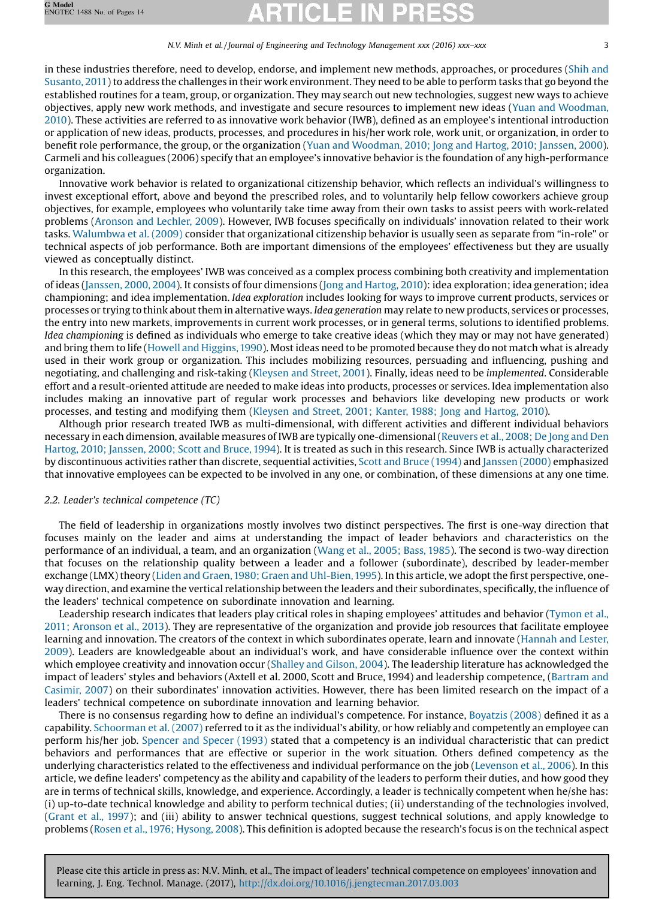in these industries therefore, need to develop, endorse, and implement new methods, approaches, or procedures (Shih and Susanto, 2011) to address the challenges in their work environment. They need to be able to perform tasks that go beyond the established routines for a team, group, or organization. They may search out new technologies, suggest new ways to achieve objectives, apply new work methods, and investigate and secure resources to implement new ideas (Yuan and Woodman, 2010). These activities are referred to as innovative work behavior (IWB), defined as an employee's intentional introduction or application of new ideas, products, processes, and procedures in his/her work role, work unit, or organization, in order to benefit role performance, the group, or the organization (Yuan and Woodman, 2010; Jong and Hartog, 2010; Janssen, 2000). Carmeli and his colleagues (2006) specify that an employee's innovative behavior is the foundation of any high-performance organization.

Innovative work behavior is related to organizational citizenship behavior, which reflects an individual's willingness to invest exceptional effort, above and beyond the prescribed roles, and to voluntarily help fellow coworkers achieve group objectives, for example, employees who voluntarily take time away from their own tasks to assist peers with work-related problems (Aronson and Lechler, 2009). However, IWB focuses specifically on individuals' innovation related to their work tasks. Walumbwa et al. (2009) consider that organizational citizenship behavior is usually seen as separate from "in-role" or technical aspects of job performance. Both are important dimensions of the employees' effectiveness but they are usually viewed as conceptually distinct.

In this research, the employees' IWB was conceived as a complex process combining both creativity and implementation of ideas (Janssen, 2000, 2004). It consists of four dimensions (Jong and Hartog, 2010): idea exploration; idea generation; idea championing; and idea implementation. *Idea exploration* includes looking for ways to improve current products, services or processes or trying to think about them in alternative ways. *Idea generation* may relate to new products, services or processes, the entry into new markets, improvements in current work processes, or in general terms, solutions to identified problems. *Idea championing* is defined as individuals who emerge to take creative ideas (which they may or may not have generated) and bring them to life (Howell and Higgins, 1990). Most ideas need to be promoted because they do not match what is already used in their work group or organization. This includes mobilizing resources, persuading and influencing, pushing and negotiating, and challenging and risk-taking (Kleysen and Street, 2001). Finally, ideas need to be *implemented*. Considerable effort and a result-oriented attitude are needed to make ideas into products, processes or services. Idea implementation also includes making an innovative part of regular work processes and behaviors like developing new products or work processes, and testing and modifying them (Kleysen and Street, 2001; Kanter, 1988; Jong and Hartog, 2010).

Although prior research treated IWB as multi-dimensional, with different activities and different individual behaviors necessary in each dimension, available measures of IWB are typically one-dimensional (Reuvers et al., 2008; De Jong and Den Hartog, 2010; Janssen, 2000; Scott and Bruce, 1994). It is treated as such in this research. Since IWB is actually characterized by discontinuous activities rather than discrete, sequential activities, Scott and Bruce (1994) and Janssen (2000) emphasized that innovative employees can be expected to be involved in any one, or combination, of these dimensions at any one time.

### 2.2. Leader's technical competence (TC)

The field of leadership in organizations mostly involves two distinct perspectives. The first is one-way direction that focuses mainly on the leader and aims at understanding the impact of leader behaviors and characteristics on the performance of an individual, a team, and an organization (Wang et al., 2005; Bass, 1985). The second is two-way direction that focuses on the relationship quality between a leader and a follower (subordinate), described by leader-member exchange (LMX) theory (Liden and Graen, 1980; Graen and Uhl-Bien, 1995). In this article, we adopt the first perspective, one-way direction, and examine the vertical relationship between the leaders and their subordinates, specifically, the influence of the leaders' technical competence on subordinate innovation and learning.

Leadership research indicates that leaders play critical roles in shaping employees' attitudes and behavior (Tymon et al., 2011; Aronson et al., 2013). They are representative of the organization and provide job resources that facilitate employee learning and innovation. The creators of the context in which subordinates operate, learn and innovate (Hannah and Lester, 2009). Leaders are knowledgeable about an individual's work, and have considerable influence over the context within which employee creativity and innovation occur (Shalley and Gilson, 2004). The leadership literature has acknowledged the impact of leaders' styles and behaviors (Axtell et al. 2000, Scott and Bruce, 1994) and leadership competence, (Bartram and Casimir, 2007) on their subordinates' innovation activities. However, there has been limited research on the impact of a leaders' technical competence on subordinate innovation and learning behavior.

There is no consensus regarding how to define an individual's competence. For instance, Boyatzis (2008) defined it as a capability. Schoorman et al. (2007) referred to it as the individual's ability, or how reliably and competently an employee can perform his/her job. Spencer and Specer (1993) stated that a competency is an individual characteristic that can predict behaviors and performances that are effective or superior in the work situation. Others defined competency as the underlying characteristics related to the effectiveness and individual performance on the job (Levenson et al., 2006). In this article, we define leaders' competency as the ability and capability of the leaders to perform their duties, and how good they are in terms of technical skills, knowledge, and experience. Accordingly, a leader is technically competent when he/she has: (i) up-to-date technical knowledge and ability to perform technical duties; (ii) understanding of the technologies involved, (Grant et al., 1997); and (iii) ability to answer technical questions, suggest technical solutions, and apply knowledge to problems (Rosen et al., 1976; Hysong, 2008). This definition is adopted because the research's focus is on the technical aspect

Please cite this article in press as: N.V. Minh, et al., The impact of leaders' technical competence on employees' innovation and learning, J. Eng. Technol. Manage. (2017), http://dx.doi.org/10.1016/j.jengtecman.2017.03.003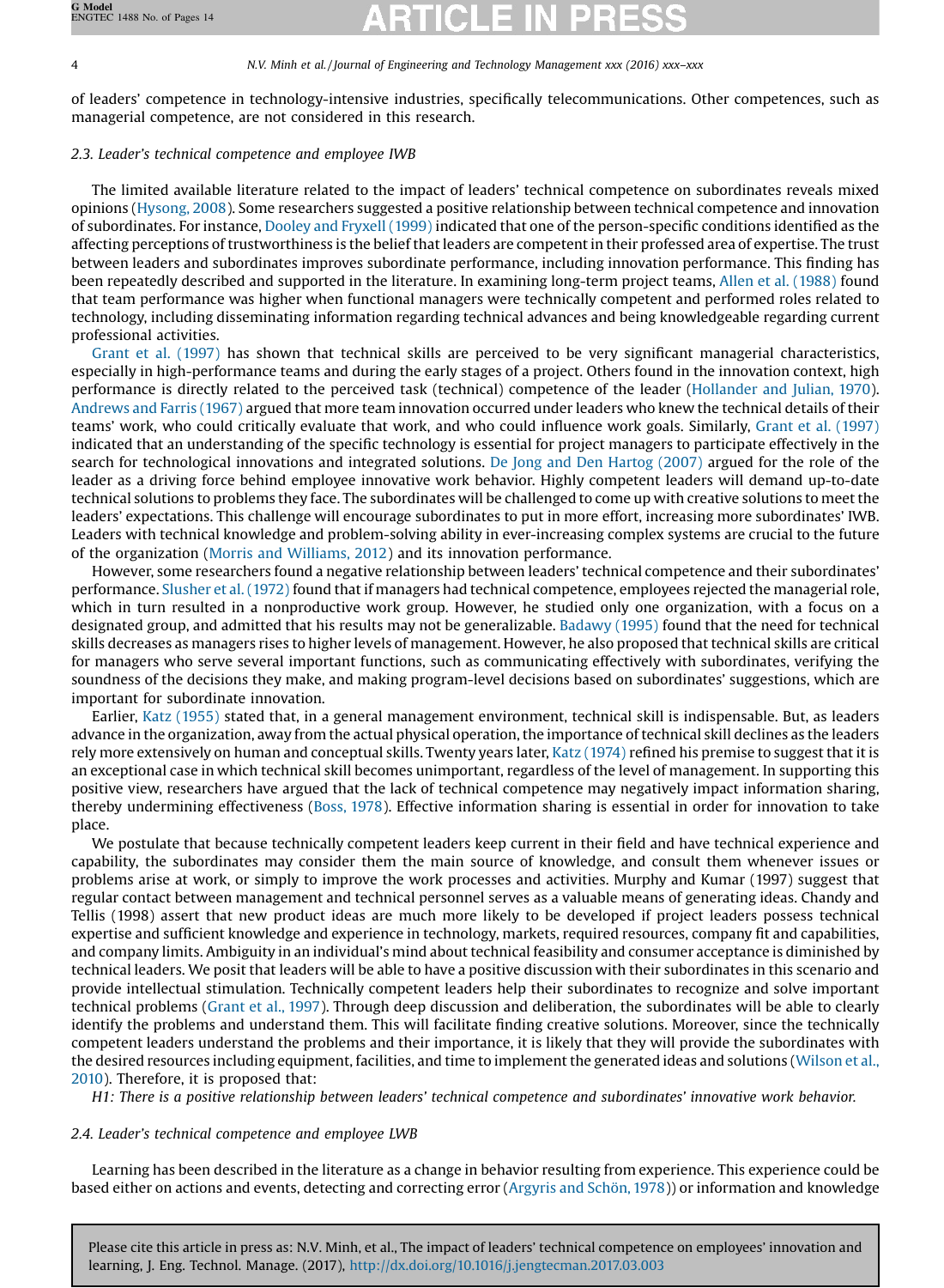of leaders' competence in technology-intensive industries, specifically telecommunications. Other competences, such as managerial competence, are not considered in this research.

### 2.3. Leader's technical competence and employee IWB

The limited available literature related to the impact of leaders' technical competence on subordinates reveals mixed opinions (Hysong, 2008). Some researchers suggested a positive relationship between technical competence and innovation of subordinates. For instance, Dooley and Fryxell (1999) indicated that one of the person-specific conditions identified as the affecting perceptions of trustworthiness is the belief that leaders are competent in their professed area of expertise. The trust between leaders and subordinates improves subordinate performance, including innovation performance. This finding has been repeatedly described and supported in the literature. In examining long-term project teams, Allen et al. (1988) found that team performance was higher when functional managers were technically competent and performed roles related to technology, including disseminating information regarding technical advances and being knowledgeable regarding current professional activities.

Grant et al. (1997) has shown that technical skills are perceived to be very significant managerial characteristics, especially in high-performance teams and during the early stages of a project. Others found in the innovation context, high performance is directly related to the perceived task (technical) competence of the leader (Hollander and Julian, 1970). Andrews and Farris (1967) argued that more team innovation occurred under leaders who knew the technical details of their teams' work, who could critically evaluate that work, and who could influence work goals. Similarly, Grant et al. (1997) indicated that an understanding of the specific technology is essential for project managers to participate effectively in the search for technological innovations and integrated solutions. De Jong and Den Hartog (2007) argued for the role of the leader as a driving force behind employee innovative work behavior. Highly competent leaders will demand up-to-date technical solutions to problems they face. The subordinates will be challenged to come up with creative solutions to meet the leaders' expectations. This challenge will encourage subordinates to put in more effort, increasing more subordinates' IWB. Leaders with technical knowledge and problem-solving ability in ever-increasing complex systems are crucial to the future of the organization (Morris and Williams, 2012) and its innovation performance.

However, some researchers found a negative relationship between leaders' technical competence and their subordinates' performance. Slusher et al. (1972) found that if managers had technical competence, employees rejected the managerial role, which in turn resulted in a nonproductive work group. However, he studied only one organization, with a focus on a designated group, and admitted that his results may not be generalizable. Badawy (1995) found that the need for technical skills decreases as managers rises to higher levels of management. However, he also proposed that technical skills are critical for managers who serve several important functions, such as communicating effectively with subordinates, verifying the soundness of the decisions they make, and making program-level decisions based on subordinates' suggestions, which are important for subordinate innovation.

Earlier, Katz (1955) stated that, in a general management environment, technical skill is indispensable. But, as leaders advance in the organization, away from the actual physical operation, the importance of technical skill declines as the leaders rely more extensively on human and conceptual skills. Twenty years later, Katz (1974) refined his premise to suggest that it is an exceptional case in which technical skill becomes unimportant, regardless of the level of management. In supporting this positive view, researchers have argued that the lack of technical competence may negatively impact information sharing, thereby undermining effectiveness (Boss, 1978). Effective information sharing is essential in order for innovation to take place.

We postulate that because technically competent leaders keep current in their field and have technical experience and capability, the subordinates may consider them the main source of knowledge, and consult them whenever issues or problems arise at work, or simply to improve the work processes and activities. Murphy and Kumar (1997) suggest that regular contact between management and technical personnel serves as a valuable means of generating ideas. Chandy and Tellis (1998) assert that new product ideas are much more likely to be developed if project leaders possess technical expertise and sufficient knowledge and experience in technology, markets, required resources, company fit and capabilities, and company limits. Ambiguity in an individual's mind about technical feasibility and consumer acceptance is diminished by technical leaders. We posit that leaders will be able to have a positive discussion with their subordinates in this scenario and provide intellectual stimulation. Technically competent leaders help their subordinates to recognize and solve important technical problems (Grant et al., 1997). Through deep discussion and deliberation, the subordinates will be able to clearly identify the problems and understand them. This will facilitate finding creative solutions. Moreover, since the technically competent leaders understand the problems and their importance, it is likely that they will provide the subordinates with the desired resources including equipment, facilities, and time to implement the generated ideas and solutions (Wilson et al., 2010). Therefore, it is proposed that:

*H1: There is a positive relationship between leaders' technical competence and subordinates' innovative work behavior.*

### 2.4. Leader's technical competence and employee LWB

Learning has been described in the literature as a change in behavior resulting from experience. This experience could be based either on actions and events, detecting and correcting error (Argyris and Schön, 1978)) or information and knowledge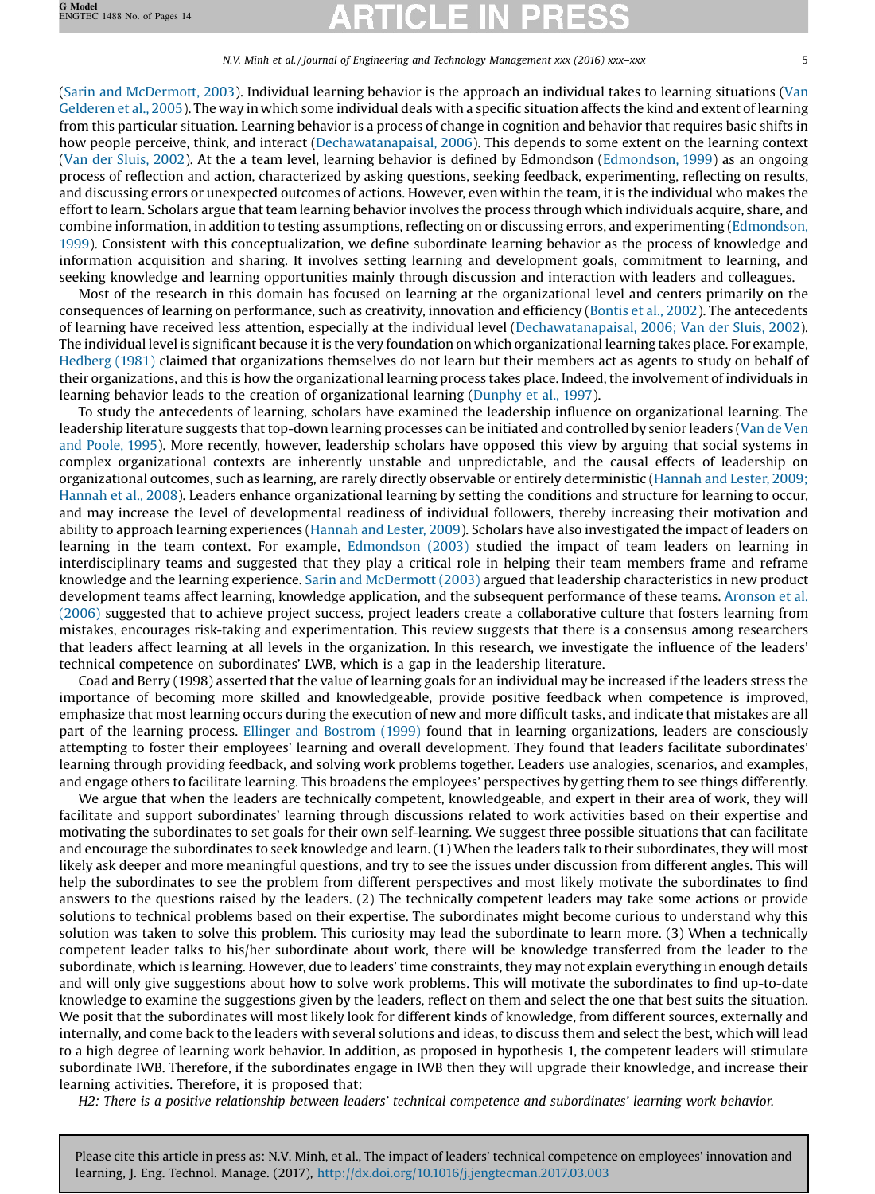(Sarin and McDermott, 2003). Individual learning behavior is the approach an individual takes to learning situations (Van Gelderen et al., 2005). The way in which some individual deals with a specific situation affects the kind and extent of learning from this particular situation. Learning behavior is a process of change in cognition and behavior that requires basic shifts in how people perceive, think, and interact (Dechawatanapaisal, 2006). This depends to some extent on the learning context (Van der Sluis, 2002). At the a team level, learning behavior is defined by Edmondson (Edmondson, 1999) as an ongoing process of reflection and action, characterized by asking questions, seeking feedback, experimenting, reflecting on results, and discussing errors or unexpected outcomes of actions. However, even within the team, it is the individual who makes the effort to learn. Scholars argue that team learning behavior involves the process through which individuals acquire, share, and combine information, in addition to testing assumptions, reflecting on or discussing errors, and experimenting (Edmondson, 1999). Consistent with this conceptualization, we define subordinate learning behavior as the process of knowledge and information acquisition and sharing. It involves setting learning and development goals, commitment to learning, and seeking knowledge and learning opportunities mainly through discussion and interaction with leaders and colleagues.

Most of the research in this domain has focused on learning at the organizational level and centers primarily on the consequences of learning on performance, such as creativity, innovation and efficiency (Bontis et al., 2002). The antecedents of learning have received less attention, especially at the individual level (Dechawatanapaisal, 2006; Van der Sluis, 2002). The individual level is significant because it is the very foundation on which organizational learning takes place. For example, Hedberg (1981) claimed that organizations themselves do not learn but their members act as agents to study on behalf of their organizations, and this is how the organizational learning process takes place. Indeed, the involvement of individuals in learning behavior leads to the creation of organizational learning (Dunphy et al., 1997).

To study the antecedents of learning, scholars have examined the leadership influence on organizational learning. The leadership literature suggests that top-down learning processes can be initiated and controlled by senior leaders (Van de Ven and Poole, 1995). More recently, however, leadership scholars have opposed this view by arguing that social systems in complex organizational contexts are inherently unstable and unpredictable, and the causal effects of leadership on organizational outcomes, such as learning, are rarely directly observable or entirely deterministic (Hannah and Lester, 2009; Hannah et al., 2008). Leaders enhance organizational learning by setting the conditions and structure for learning to occur, and may increase the level of developmental readiness of individual followers, thereby increasing their motivation and ability to approach learning experiences (Hannah and Lester, 2009). Scholars have also investigated the impact of leaders on learning in the team context. For example, Edmondson (2003) studied the impact of team leaders on learning in interdisciplinary teams and suggested that they play a critical role in helping their team members frame and reframe knowledge and the learning experience. Sarin and McDermott (2003) argued that leadership characteristics in new product development teams affect learning, knowledge application, and the subsequent performance of these teams. Aronson et al. (2006) suggested that to achieve project success, project leaders create a collaborative culture that fosters learning from mistakes, encourages risk-taking and experimentation. This review suggests that there is a consensus among researchers that leaders affect learning at all levels in the organization. In this research, we investigate the influence of the leaders' technical competence on subordinates' LWB, which is a gap in the leadership literature.

Coad and Berry (1998) asserted that the value of learning goals for an individual may be increased if the leaders stress the importance of becoming more skilled and knowledgeable, provide positive feedback when competence is improved, emphasize that most learning occurs during the execution of new and more difficult tasks, and indicate that mistakes are all part of the learning process. Ellinger and Bostrom (1999) found that in learning organizations, leaders are consciously attempting to foster their employees' learning and overall development. They found that leaders facilitate subordinates' learning through providing feedback, and solving work problems together. Leaders use analogies, scenarios, and examples, and engage others to facilitate learning. This broadens the employees' perspectives by getting them to see things differently.

We argue that when the leaders are technically competent, knowledgeable, and expert in their area of work, they will facilitate and support subordinates' learning through discussions related to work activities based on their expertise and motivating the subordinates to set goals for their own self-learning. We suggest three possible situations that can facilitate and encourage the subordinates to seek knowledge and learn. (1) When the leaders talk to their subordinates, they will most likely ask deeper and more meaningful questions, and try to see the issues under discussion from different angles. This will help the subordinates to see the problem from different perspectives and most likely motivate the subordinates to find answers to the questions raised by the leaders. (2) The technically competent leaders may take some actions or provide solutions to technical problems based on their expertise. The subordinates might become curious to understand why this solution was taken to solve this problem. This curiosity may lead the subordinate to learn more. (3) When a technically competent leader talks to his/her subordinate about work, there will be knowledge transferred from the leader to the subordinate, which is learning. However, due to leaders' time constraints, they may not explain everything in enough details and will only give suggestions about how to solve work problems. This will motivate the subordinates to find up-to-date knowledge to examine the suggestions given by the leaders, reflect on them and select the one that best suits the situation. We posit that the subordinates will most likely look for different kinds of knowledge, from different sources, externally and internally, and come back to the leaders with several solutions and ideas, to discuss them and select the best, which will lead to a high degree of learning work behavior. In addition, as proposed in hypothesis 1, the competent leaders will stimulate subordinate IWB. Therefore, if the subordinates engage in IWB then they will upgrade their knowledge, and increase their learning activities. Therefore, it is proposed that:

*H2: There is a positive relationship between leaders' technical competence and subordinates' learning work behavior.*

Please cite this article in press as: N.V. Minh, et al., The impact of leaders' technical competence on employees' innovation and learning, J. Eng. Technol. Manage. (2017), http://dx.doi.org/10.1016/j.jengtecman.2017.03.003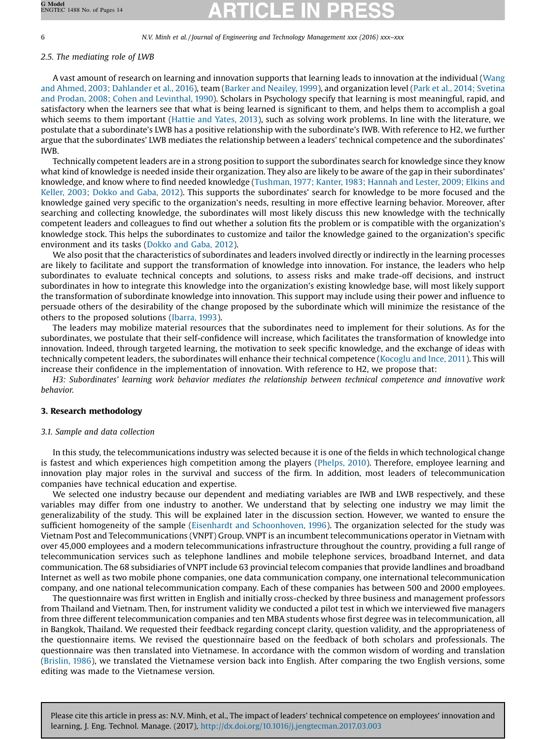### 2.5. The mediating role of LWB

A vast amount of research on learning and innovation supports that learning leads to innovation at the individual (Wang and Ahmed, 2003; Dahlander et al., 2016), team (Barker and Neailey, 1999), and organization level (Park et al., 2014; Svetina and Prodan, 2008; Cohen and Levinthal, 1990). Scholars in Psychology specify that learning is most meaningful, rapid, and satisfactory when the learners see that what is being learned is significant to them, and helps them to accomplish a goal which seems to them important (Hattie and Yates, 2013), such as solving work problems. In line with the literature, we postulate that a subordinate's LWB has a positive relationship with the subordinate's IWB. With reference to H2, we further argue that the subordinates' LWB mediates the relationship between a leaders' technical competence and the subordinates' IWB.

Technically competent leaders are in a strong position to support the subordinates search for knowledge since they know what kind of knowledge is needed inside their organization. They also are likely to be aware of the gap in their subordinates' knowledge, and know where to find needed knowledge (Tushman, 1977; Kanter, 1983; Hannah and Lester, 2009; Elkins and Keller, 2003; Dokko and Gaba, 2012). This supports the subordinates' search for knowledge to be more focused and the knowledge gained very specific to the organization's needs, resulting in more effective learning behavior. Moreover, after searching and collecting knowledge, the subordinates will most likely discuss this new knowledge with the technically competent leaders and colleagues to find out whether a solution fits the problem or is compatible with the organization's knowledge stock. This helps the subordinates to customize and tailor the knowledge gained to the organization's specific environment and its tasks (Dokko and Gaba, 2012).

We also posit that the characteristics of subordinates and leaders involved directly or indirectly in the learning processes are likely to facilitate and support the transformation of knowledge into innovation. For instance, the leaders who help subordinates to evaluate technical concepts and solutions, to assess risks and make trade-off decisions, and instruct subordinates in how to integrate this knowledge into the organization's existing knowledge base, will most likely support the transformation of subordinate knowledge into innovation. This support may include using their power and influence to persuade others of the desirability of the change proposed by the subordinate which will minimize the resistance of the others to the proposed solutions (Ibarra, 1993).

The leaders may mobilize material resources that the subordinates need to implement for their solutions. As for the subordinates, we postulate that their self-confidence will increase, which facilitates the transformation of knowledge into innovation. Indeed, through targeted learning, the motivation to seek specific knowledge, and the exchange of ideas with technically competent leaders, the subordinates will enhance their technical competence (Kocoglu and Ince, 2011). This will increase their confidence in the implementation of innovation. With reference to H2, we propose that:

*H3: Subordinates' learning work behavior mediates the relationship between technical competence and innovative work behavior.*

## 3. Research methodology

### 3.1. Sample and data collection

In this study, the telecommunications industry was selected because it is one of the fields in which technological change is fastest and which experiences high competition among the players (Phelps, 2010). Therefore, employee learning and innovation play major roles in the survival and success of the firm. In addition, most leaders of telecommunication companies have technical education and expertise.

We selected one industry because our dependent and mediating variables are IWB and LWB respectively, and these variables may differ from one industry to another. We understand that by selecting one industry we may limit the generalizability of the study. This will be explained later in the discussion section. However, we wanted to ensure the sufficient homogeneity of the sample (Eisenhardt and Schoonhoven, 1996). The organization selected for the study was Vietnam Post and Telecommunications (VNPT) Group. VNPT is an incumbent telecommunications operator in Vietnam with over 45,000 employees and a modern telecommunications infrastructure throughout the country, providing a full range of telecommunication services such as telephone landlines and mobile telephone services, broadband Internet, and data communication. The 68 subsidiaries of VNPT include 63 provincial telecom companies that provide landlines and broadband Internet as well as two mobile phone companies, one data communication company, one international telecommunication company, and one national telecommunication company. Each of these companies has between 500 and 2000 employees.

The questionnaire was first written in English and initially cross-checked by three business and management professors from Thailand and Vietnam. Then, for instrument validity we conducted a pilot test in which we interviewed five managers from three different telecommunication companies and ten MBA students whose first degree was in telecommunication, all in Bangkok, Thailand. We requested their feedback regarding concept clarity, question validity, and the appropriateness of the questionnaire items. We revised the questionnaire based on the feedback of both scholars and professionals. The questionnaire was then translated into Vietnamese. In accordance with the common wisdom of wording and translation (Brislin, 1986), we translated the Vietnamese version back into English. After comparing the two English versions, some editing was made to the Vietnamese version.

Please cite this article in press as: N.V. Minh, et al., The impact of leaders' technical competence on employees' innovation and learning, J. Eng. Technol. Manage. (2017), http://dx.doi.org/10.1016/j.jengtecman.2017.03.003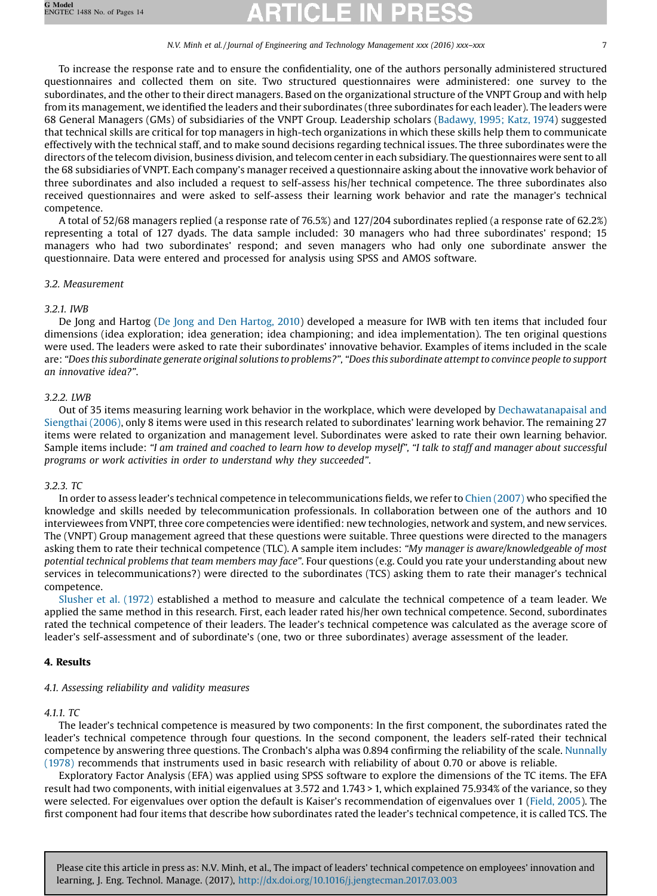To increase the response rate and to ensure the confidentiality, one of the authors personally administered structured questionnaires and collected them on site. Two structured questionnaires were administered: one survey to the subordinates, and the other to their direct managers. Based on the organizational structure of the VNPT Group and with help from its management, we identified the leaders and their subordinates (three subordinates for each leader). The leaders were 68 General Managers (GMs) of subsidiaries of the VNPT Group. Leadership scholars (Badawy, 1995; Katz, 1974) suggested that technical skills are critical for top managers in high-tech organizations in which these skills help them to communicate effectively with the technical staff, and to make sound decisions regarding technical issues. The three subordinates were the directors of the telecom division, business division, and telecom center in each subsidiary. The questionnaires were sent to all the 68 subsidiaries of VNPT. Each company's manager received a questionnaire asking about the innovative work behavior of three subordinates and also included a request to self-assess his/her technical competence. The three subordinates also received questionnaires and were asked to self-assess their learning work behavior and rate the manager's technical competence.

A total of 52/68 managers replied (a response rate of 76.5%) and 127/204 subordinates replied (a response rate of 62.2%) representing a total of 127 dyads. The data sample included: 30 managers who had three subordinates' respond; 15 managers who had two subordinates' respond; and seven managers who had only one subordinate answer the questionnaire. Data were entered and processed for analysis using SPSS and AMOS software.

### 3.2. Measurement

#### 3.2.1. IWB

De Jong and Hartog (De Jong and Den Hartog, 2010) developed a measure for IWB with ten items that included four dimensions (idea exploration; idea generation; idea championing; and idea implementation). The ten original questions were used. The leaders were asked to rate their subordinates' innovative behavior. Examples of items included in the scale are: *"Does this subordinate generate original solutions to problems?", "Does this subordinate attempt to convince people to support an innovative idea?".*

#### 3.2.2. LWB

Out of 35 items measuring learning work behavior in the workplace, which were developed by Dechawatanapaisal and Siengthai (2006), only 8 items were used in this research related to subordinates' learning work behavior. The remaining 27 items were related to organization and management level. Subordinates were asked to rate their own learning behavior. Sample items include: *"I am trained and coached to learn how to develop myself", "I talk to staff and manager about successful programs or work activities in order to understand why they succeeded".*

#### 3.2.3. TC

In order to assess leader's technical competence in telecommunications fields, we refer to Chien (2007) who specified the knowledge and skills needed by telecommunication professionals. In collaboration between one of the authors and 10 interviewees from VNPT, three core competencies were identified: new technologies, network and system, and new services. The (VNPT) Group management agreed that these questions were suitable. Three questions were directed to the managers asking them to rate their technical competence (TLC). A sample item includes: *"My manager is aware/knowledgeable of most potential technical problems that team members may face".* Four questions (e.g. Could you rate your understanding about new services in telecommunications?) were directed to the subordinates (TCS) asking them to rate their manager's technical competence.

Slusher et al. (1972) established a method to measure and calculate the technical competence of a team leader. We applied the same method in this research. First, each leader rated his/her own technical competence. Second, subordinates rated the technical competence of their leaders. The leader's technical competence was calculated as the average score of leader's self-assessment and of subordinate's (one, two or three subordinates) average assessment of the leader.

## 4. Results

### 4.1. Assessing reliability and validity measures

#### 4.1.1. TC

The leader's technical competence is measured by two components: In the first component, the subordinates rated the leader's technical competence through four questions. In the second component, the leaders self-rated their technical competence by answering three questions. The Cronbach's alpha was 0.894 confirming the reliability of the scale. Nunnally (1978) recommends that instruments used in basic research with reliability of about 0.70 or above is reliable.

Exploratory Factor Analysis (EFA) was applied using SPSS software to explore the dimensions of the TC items. The EFA result had two components, with initial eigenvalues at 3.572 and $1.743 > 1$, which explained 75.934% of the variance, so they were selected. For eigenvalues over option the default is Kaiser's recommendation of eigenvalues over 1 (Field, 2005). The first component had four items that describe how subordinates rated the leader's technical competence, it is called TCS. The

Please cite this article in press as: N.V. Minh, et al., The impact of leaders' technical competence on employees' innovation and learning, J. Eng. Technol. Manage. (2017), http://dx.doi.org/10.1016/j.jengtecman.2017.03.003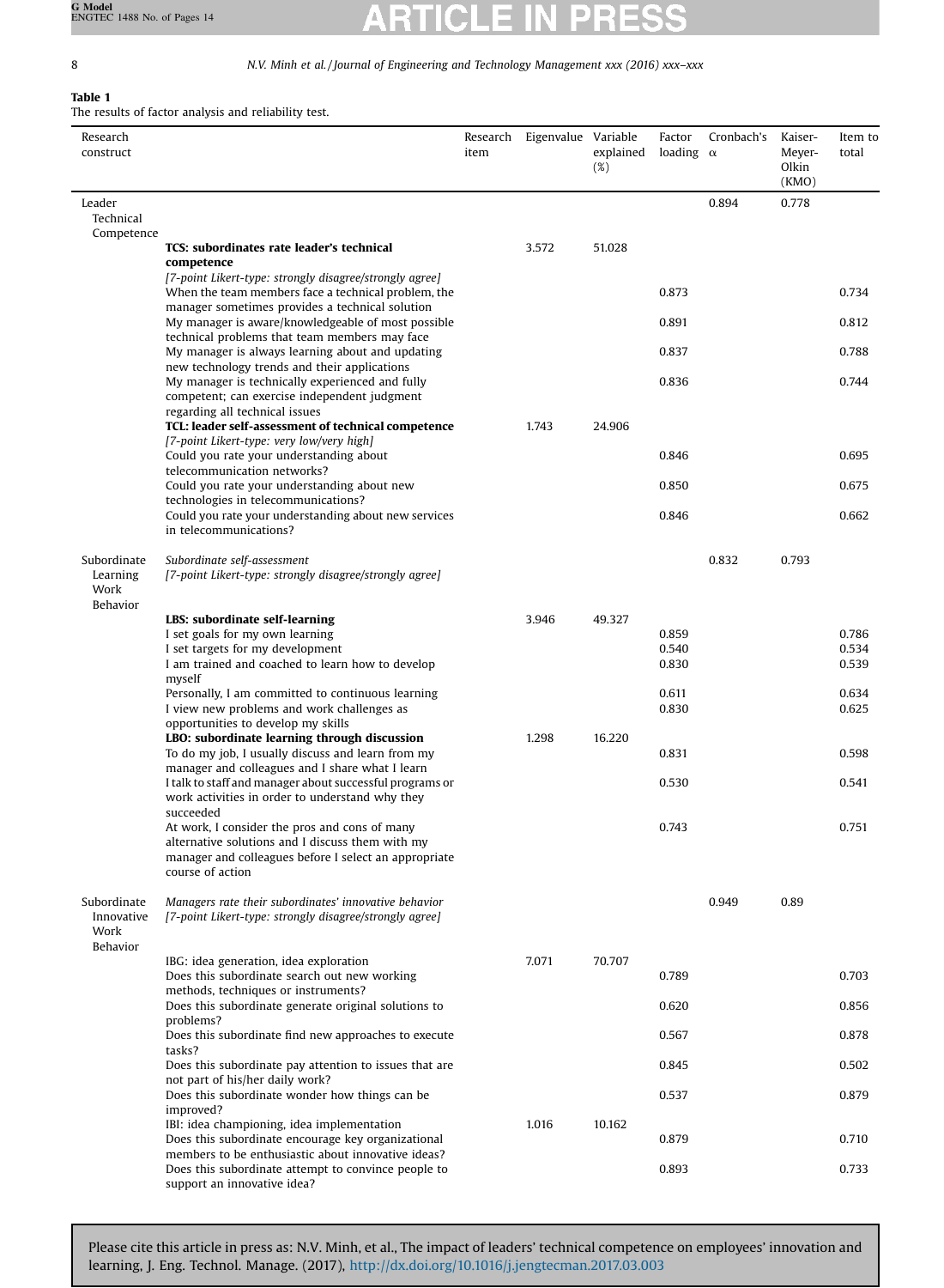**Table 1**
The results of factor analysis and reliability test.

| Research construct | Research item | Eigenvalue | Variable explained (%) | Factor loading | Cronbach's α | Kaiser-Meyer-Olkin (KMO) | Item to total |
|---|---|---|---|---|---|---|---|
| Leader Technical Competence | | | | | 0.894 | 0.778 | |
| | **TCS: subordinates rate leader's technical competence** *[7-point Likert-type: strongly disagree/strongly agree]* | 3.572 | 51.028 | | | | |
| | When the team members face a technical problem, the manager sometimes provides a technical solution | | | 0.873 | | | 0.734 |
| | My manager is aware/knowledgeable of most possible technical problems that team members may face | | | 0.891 | | | 0.812 |
| | My manager is always learning about and updating new technology trends and their applications | | | 0.837 | | | 0.788 |
| | My manager is technically experienced and fully competent; can exercise independent judgment regarding all technical issues | | | 0.836 | | | 0.744 |
| | **TCL: leader self-assessment of technical competence** *[7-point Likert-type: very low/very high]* | 1.743 | 24.906 | | | | |
| | Could you rate your understanding about telecommunication networks? | | | 0.846 | | | 0.695 |
| | Could you rate your understanding about new technologies in telecommunications? | | | 0.850 | | | 0.675 |
| | Could you rate your understanding about new services in telecommunications? | | | 0.846 | | | 0.662 |
| Subordinate Learning Work Behavior | *Subordinate self-assessment* *[7-point Likert-type: strongly disagree/strongly agree]* | | | | 0.832 | 0.793 | |
| | **LBS: subordinate self-learning** | 3.946 | 49.327 | | | | |
| | I set goals for my own learning | | | 0.859 | | | 0.786 |
| | I set targets for my development | | | 0.540 | | | 0.534 |
| | I am trained and coached to learn how to develop myself | | | 0.830 | | | 0.539 |
| | Personally, I am committed to continuous learning | | | 0.611 | | | 0.634 |
| | I view new problems and work challenges as opportunities to develop my skills | | | 0.830 | | | 0.625 |
| | **LBO: subordinate learning through discussion** | 1.298 | 16.220 | | | | |
| | To do my job, I usually discuss and learn from my manager and colleagues and I share what I learn | | | 0.831 | | | 0.598 |
| | I talk to staff and manager about successful programs or work activities in order to understand why they succeeded | | | 0.530 | | | 0.541 |
| | At work, I consider the pros and cons of many alternative solutions and I discuss them with my manager and colleagues before I select an appropriate course of action | | | 0.743 | | | 0.751 |
| Subordinate Innovative Work Behavior | *Managers rate their subordinates' innovative behavior* *[7-point Likert-type: strongly disagree/strongly agree]* | | | | 0.949 | 0.89 | |
| | IBG: idea generation, idea exploration | 7.071 | 70.707 | | | | |
| | Does this subordinate search out new working methods, techniques or instruments? | | | 0.789 | | | 0.703 |
| | Does this subordinate generate original solutions to problems? | | | 0.620 | | | 0.856 |
| | Does this subordinate find new approaches to execute tasks? | | | 0.567 | | | 0.878 |
| | Does this subordinate pay attention to issues that are not part of his/her daily work? | | | 0.845 | | | 0.502 |
| | Does this subordinate wonder how things can be improved? | | | 0.537 | | | 0.879 |
| | IBI: idea championing, idea implementation | 1.016 | 10.162 | | | | |
| | Does this subordinate encourage key organizational members to be enthusiastic about innovative ideas? | | | 0.879 | | | 0.710 |
| | Does this subordinate attempt to convince people to support an innovative idea? | | | 0.893 | | | 0.733 |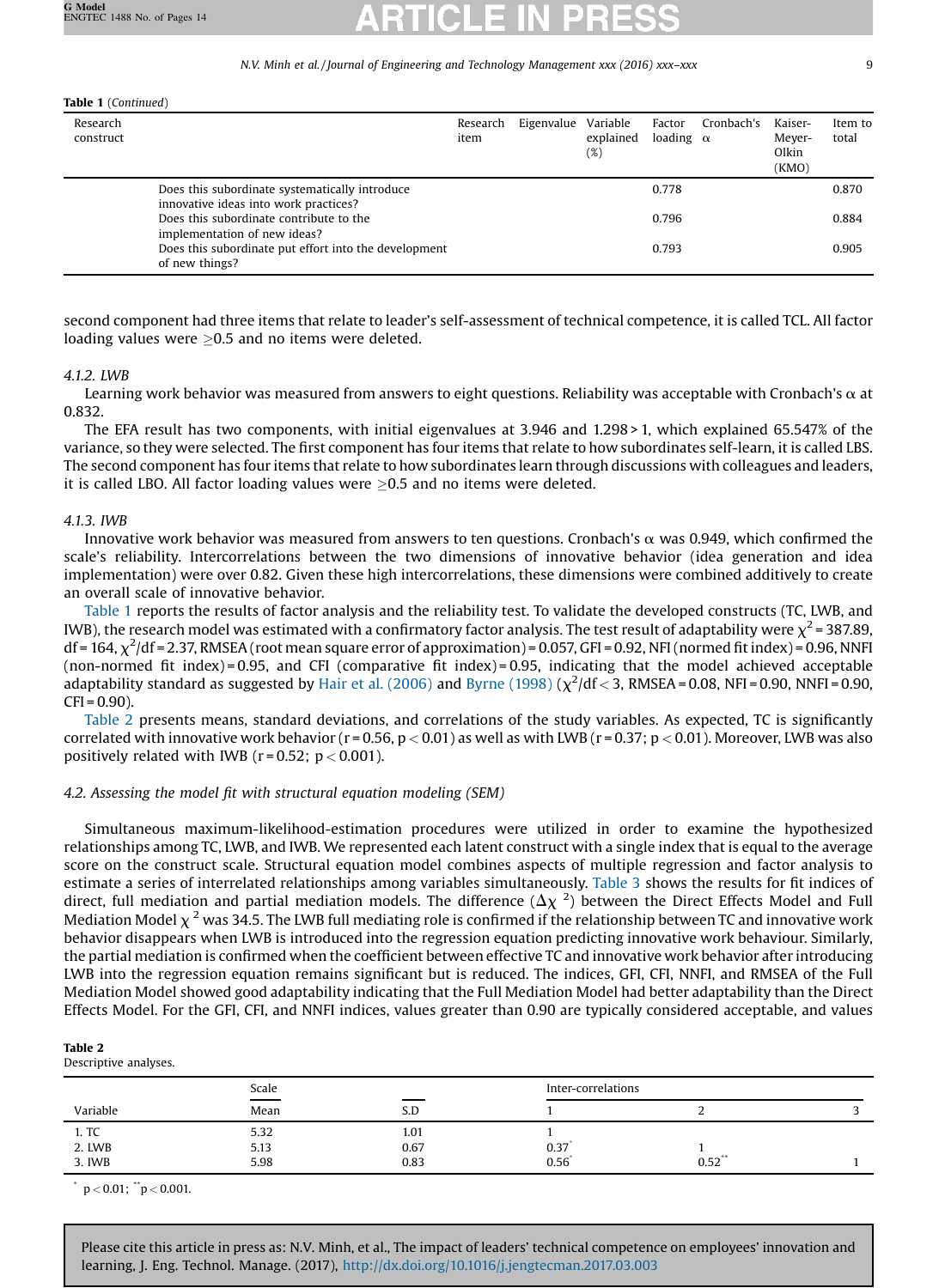**Table 1** (*Continued*)

| Research construct | | Research item | Eigenvalue | Variable explained (%) | Factor loading | Cronbach's α | Kaiser-Meyer-Olkin (KMO) | Item to total |
|---|---|---|---|---|---|---|---|---|
| | Does this subordinate systematically introduce innovative ideas into work practices? | | | | 0.778 | | | 0.870 |
| | Does this subordinate contribute to the implementation of new ideas? | | | | 0.796 | | | 0.884 |
| | Does this subordinate put effort into the development of new things? | | | | 0.793 | | | 0.905 |

second component had three items that relate to leader's self-assessment of technical competence, it is called TCL. All factor loading values were ≥0.5 and no items were deleted.

### 4.1.2. LWB

Learning work behavior was measured from answers to eight questions. Reliability was acceptable with Cronbach's α at 0.832.

The EFA result has two components, with initial eigenvalues at 3.946 and 1.298 > 1, which explained 65.547% of the variance, so they were selected. The first component has four items that relate to how subordinates self-learn, it is called LBS. The second component has four items that relate to how subordinates learn through discussions with colleagues and leaders, it is called LBO. All factor loading values were ≥0.5 and no items were deleted.

### 4.1.3. IWB

Innovative work behavior was measured from answers to ten questions. Cronbach's α was 0.949, which confirmed the scale's reliability. Intercorrelations between the two dimensions of innovative behavior (idea generation and idea implementation) were over 0.82. Given these high intercorrelations, these dimensions were combined additively to create an overall scale of innovative behavior.

Table 1 reports the results of factor analysis and the reliability test. To validate the developed constructs (TC, LWB, and IWB), the research model was estimated with a confirmatory factor analysis. The test result of adaptability were $\chi^2 = 387.89$, df = 164, $\chi^2/df = 2.37$, RMSEA (root mean square error of approximation) = 0.057, GFI = 0.92, NFI (normed fit index) = 0.96, NNFI (non-normed fit index) = 0.95, and CFI (comparative fit index) = 0.95, indicating that the model achieved acceptable adaptability standard as suggested by Hair et al. (2006) and Byrne (1998) ($\chi^2/df < 3$, RMSEA = 0.08, NFI = 0.90, NNFI = 0.90, CFI = 0.90).

Table 2 presents means, standard deviations, and correlations of the study variables. As expected, TC is significantly correlated with innovative work behavior ($r = 0.56$, $p < 0.01$) as well as with LWB ($r = 0.37$; $p < 0.01$). Moreover, LWB was also positively related with IWB ($r = 0.52$; $p < 0.001$).

## 4.2. Assessing the model fit with structural equation modeling (SEM)

Simultaneous maximum-likelihood-estimation procedures were utilized in order to examine the hypothesized relationships among TC, LWB, and IWB. We represented each latent construct with a single index that is equal to the average score on the construct scale. Structural equation model combines aspects of multiple regression and factor analysis to estimate a series of interrelated relationships among variables simultaneously. Table 3 shows the results for fit indices of direct, full mediation and partial mediation models. The difference ($\Delta\chi^2$) between the Direct Effects Model and Full Mediation Model $\chi^2$ was 34.5. The LWB full mediating role is confirmed if the relationship between TC and innovative work behavior disappears when LWB is introduced into the regression equation predicting innovative work behaviour. Similarly, the partial mediation is confirmed when the coefficient between effective TC and innovative work behavior after introducing LWB into the regression equation remains significant but is reduced. The indices, GFI, CFI, NNFI, and RMSEA of the Full Mediation Model showed good adaptability indicating that the Full Mediation Model had better adaptability than the Direct Effects Model. For the GFI, CFI, and NNFI indices, values greater than 0.90 are typically considered acceptable, and values

**Table 2**
Descriptive analyses.

| | Scale | | Inter-correlations | | |
|---|---|---|---|---|---|
| Variable | Mean | S.D | 1 | 2 | 3 |
| 1. TC | 5.32 | 1.01 | 1 | | |
| 2. LWB | 5.13 | 0.67 | 0.37* | 1 | |
| 3. IWB | 5.98 | 0.83 | 0.56* | 0.52** | 1 |

\* $p < 0.01$; \*\* $p < 0.001$.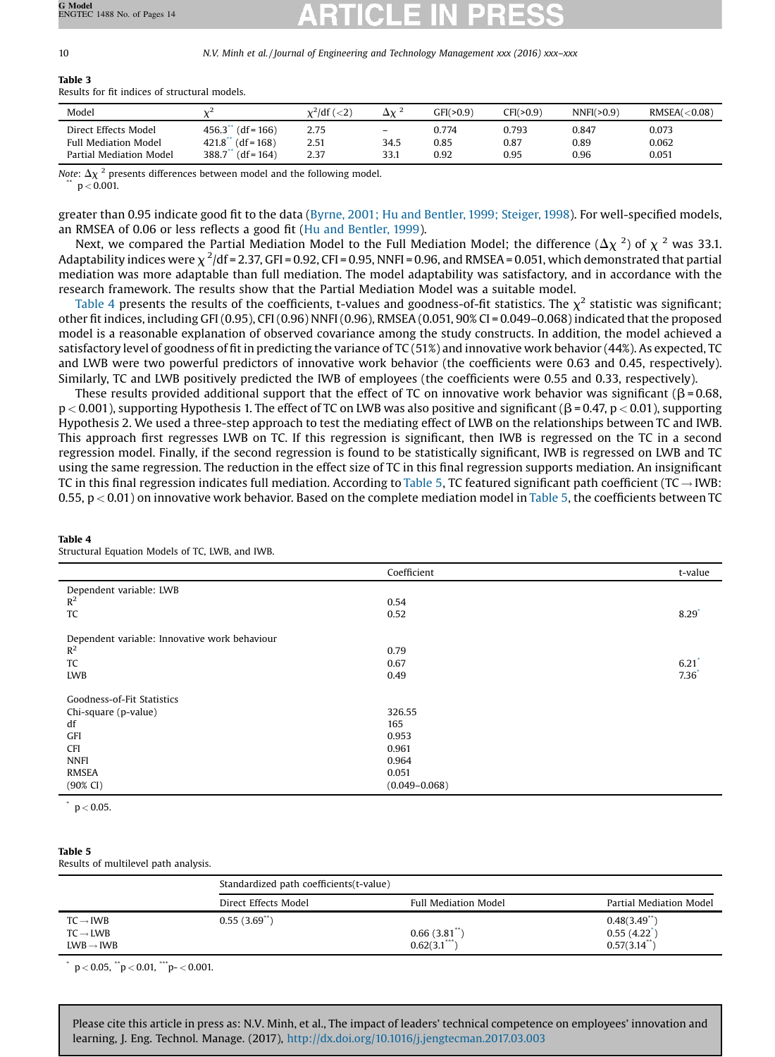**Table 3**
Results for fit indices of structural models.

| Model | $\chi^2$ | $\chi^2$/df (<2) | $\Delta\chi^2$ | GFI(>0.9) | CFI(>0.9) | NNFI(>0.9) | RMSEA(<0.08) |
|---|---|---|---|---|---|---|---|
| Direct Effects Model | 456.3** (df = 166) | 2.75 | – | 0.774 | 0.793 | 0.847 | 0.073 |
| Full Mediation Model | 421.8** (df = 168) | 2.51 | 34.5 | 0.85 | 0.87 | 0.89 | 0.062 |
| Partial Mediation Model | 388.7** (df = 164) | 2.37 | 33.1 | 0.92 | 0.95 | 0.96 | 0.051 |

*Note*: $\Delta\chi^2$ presents differences between model and the following model.
** $p < 0.001$.

greater than 0.95 indicate good fit to the data (Byrne, 2001; Hu and Bentler, 1999; Steiger, 1998). For well-specified models, an RMSEA of 0.06 or less reflects a good fit (Hu and Bentler, 1999).

Next, we compared the Partial Mediation Model to the Full Mediation Model; the difference ($\Delta\chi^2$) of $\chi^2$ was 33.1. Adaptability indices were $\chi^2$/df = 2.37, GFI = 0.92, CFI = 0.95, NNFI = 0.96, and RMSEA = 0.051, which demonstrated that partial mediation was more adaptable than full mediation. The model adaptability was satisfactory, and in accordance with the research framework. The results show that the Partial Mediation Model was a suitable model.

Table 4 presents the results of the coefficients, t-values and goodness-of-fit statistics. The $\chi^2$ statistic was significant; other fit indices, including GFI (0.95), CFI (0.96) NNFI (0.96), RMSEA (0.051, 90% CI = 0.049–0.068) indicated that the proposed model is a reasonable explanation of observed covariance among the study constructs. In addition, the model achieved a satisfactory level of goodness of fit in predicting the variance of TC (51%) and innovative work behavior (44%). As expected, TC and LWB were two powerful predictors of innovative work behavior (the coefficients were 0.63 and 0.45, respectively). Similarly, TC and LWB positively predicted the IWB of employees (the coefficients were 0.55 and 0.33, respectively).

These results provided additional support that the effect of TC on innovative work behavior was significant ($\beta = 0.68$, $p < 0.001$), supporting Hypothesis 1. The effect of TC on LWB was also positive and significant ($\beta = 0.47$, $p < 0.01$), supporting Hypothesis 2. We used a three-step approach to test the mediating effect of LWB on the relationships between TC and IWB. This approach first regresses LWB on TC. If this regression is significant, then IWB is regressed on the TC in a second regression model. Finally, if the second regression is found to be statistically significant, IWB is regressed on LWB and TC using the same regression. The reduction in the effect size of TC in this final regression supports mediation. An insignificant TC in this final regression indicates full mediation. According to Table 5, TC featured significant path coefficient (TC → IWB: 0.55, $p < 0.01$) on innovative work behavior. Based on the complete mediation model in Table 5, the coefficients between TC

**Table 4**
Structural Equation Models of TC, LWB, and IWB.

| | Coefficient | t-value |
|---|---|---|
| Dependent variable: LWB | | |
| $R^2$ | 0.54 | |
| TC | 0.52 | 8.29* |
| | | |
| Dependent variable: Innovative work behaviour | | |
| $R^2$ | 0.79 | |
| TC | 0.67 | 6.21* |
| LWB | 0.49 | 7.36* |
| | | |
| Goodness-of-Fit Statistics | | |
| Chi-square (p-value) | 326.55 | |
| df | 165 | |
| GFI | 0.953 | |
| CFI | 0.961 | |
| NNFI | 0.964 | |
| RMSEA | 0.051 | |
| (90% CI) | (0.049–0.068) | |

* $p < 0.05$.

**Table 5**
Results of multilevel path analysis.

| | Standardized path coefficients(t-value) | | |
|---|---|---|---|
| | Direct Effects Model | Full Mediation Model | Partial Mediation Model |
| TC → IWB | 0.55 (3.69**) | | 0.48(3.49**) |
| TC → LWB | | 0.66 (3.81**) | 0.55 (4.22*) |
| LWB → IWB | | 0.62(3.1***) | 0.57(3.14**) |

* $p < 0.05$, ** $p < 0.01$, *** $p < 0.001$.

Please cite this article in press as: N.V. Minh, et al., The impact of leaders' technical competence on employees' innovation and learning, J. Eng. Technol. Manage. (2017), http://dx.doi.org/10.1016/j.jengtecman.2017.03.003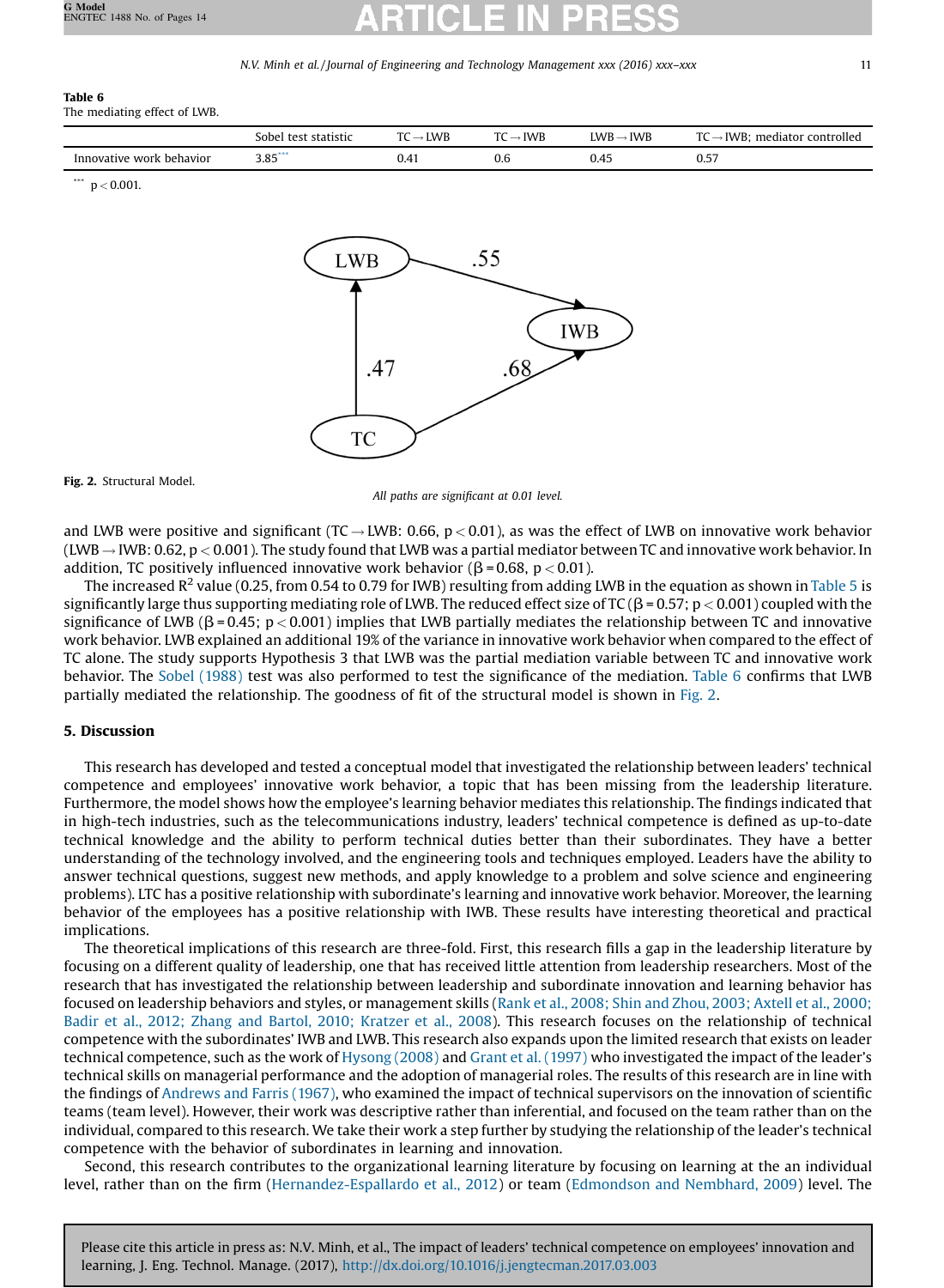**Table 6**
The mediating effect of LWB.

| | Sobel test statistic | TC → LWB | TC → IWB | LWB → IWB | TC → IWB; mediator controlled |
|---|---|---|---|---|---|
| Innovative work behavior | 3.85*** | 0.41 | 0.6 | 0.45 | 0.57 |

*** $p < 0.001$.

LWB
.55
IWB
.47
.68
TC

**Fig. 2.** Structural Model.

*All paths are significant at 0.01 level.*

and LWB were positive and significant (TC → LWB: 0.66, $p < 0.01$), as was the effect of LWB on innovative work behavior (LWB → IWB: 0.62, $p < 0.001$). The study found that LWB was a partial mediator between TC and innovative work behavior. In addition, TC positively influenced innovative work behavior ($\beta = 0.68$, $p < 0.01$).

The increased $R^2$ value (0.25, from 0.54 to 0.79 for IWB) resulting from adding LWB in the equation as shown in Table 5 is significantly large thus supporting mediating role of LWB. The reduced effect size of TC ($\beta = 0.57$; $p < 0.001$) coupled with the significance of LWB ($\beta = 0.45$; $p < 0.001$) implies that LWB partially mediates the relationship between TC and innovative work behavior. LWB explained an additional 19% of the variance in innovative work behavior when compared to the effect of TC alone. The study supports Hypothesis 3 that LWB was the partial mediation variable between TC and innovative work behavior. The Sobel (1988) test was also performed to test the significance of the mediation. Table 6 confirms that LWB partially mediated the relationship. The goodness of fit of the structural model is shown in Fig. 2.

## 5. Discussion

This research has developed and tested a conceptual model that investigated the relationship between leaders' technical competence and employees' innovative work behavior, a topic that has been missing from the leadership literature. Furthermore, the model shows how the employee's learning behavior mediates this relationship. The findings indicated that in high-tech industries, such as the telecommunications industry, leaders' technical competence is defined as up-to-date technical knowledge and the ability to perform technical duties better than their subordinates. They have a better understanding of the technology involved, and the engineering tools and techniques employed. Leaders have the ability to answer technical questions, suggest new methods, and apply knowledge to a problem and solve science and engineering problems). LTC has a positive relationship with subordinate's learning and innovative work behavior. Moreover, the learning behavior of the employees has a positive relationship with IWB. These results have interesting theoretical and practical implications.

The theoretical implications of this research are three-fold. First, this research fills a gap in the leadership literature by focusing on a different quality of leadership, one that has received little attention from leadership researchers. Most of the research that has investigated the relationship between leadership and subordinate innovation and learning behavior has focused on leadership behaviors and styles, or management skills (Rank et al., 2008; Shin and Zhou, 2003; Axtell et al., 2000; Badir et al., 2012; Zhang and Bartol, 2010; Kratzer et al., 2008). This research focuses on the relationship of technical competence with the subordinates' IWB and LWB. This research also expands upon the limited research that exists on leader technical competence, such as the work of Hysong (2008) and Grant et al. (1997) who investigated the impact of the leader's technical skills on managerial performance and the adoption of managerial roles. The results of this research are in line with the findings of Andrews and Farris (1967), who examined the impact of technical supervisors on the innovation of scientific teams (team level). However, their work was descriptive rather than inferential, and focused on the team rather than on the individual, compared to this research. We take their work a step further by studying the relationship of the leader's technical competence with the behavior of subordinates in learning and innovation.

Second, this research contributes to the organizational learning literature by focusing on learning at the an individual level, rather than on the firm (Hernandez-Espallardo et al., 2012) or team (Edmondson and Nembhard, 2009) level. The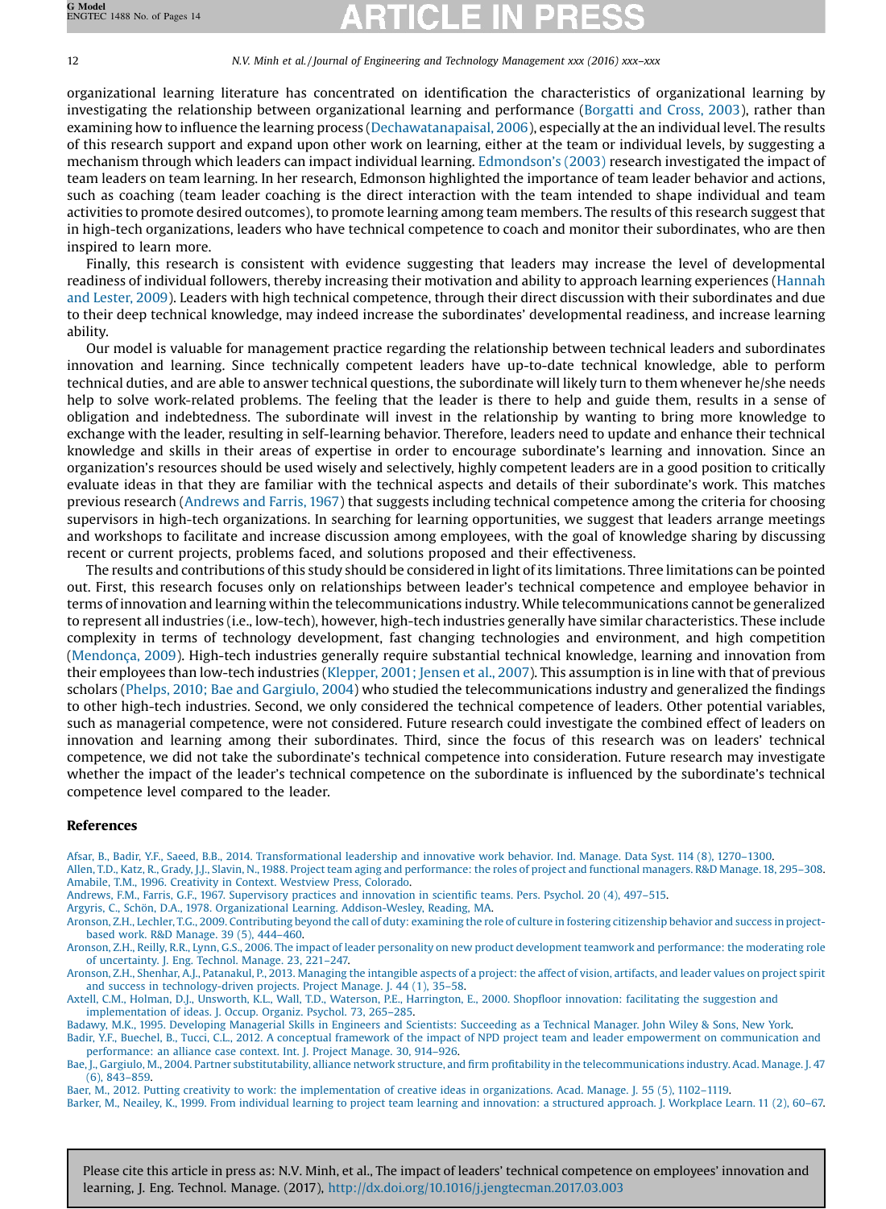organizational learning literature has concentrated on identification the characteristics of organizational learning by investigating the relationship between organizational learning and performance (Borgatti and Cross, 2003), rather than examining how to influence the learning process (Dechawatanapaisal, 2006), especially at the an individual level. The results of this research support and expand upon other work on learning, either at the team or individual levels, by suggesting a mechanism through which leaders can impact individual learning. Edmondson's (2003) research investigated the impact of team leaders on team learning. In her research, Edmonson highlighted the importance of team leader behavior and actions, such as coaching (team leader coaching is the direct interaction with the team intended to shape individual and team activities to promote desired outcomes), to promote learning among team members. The results of this research suggest that in high-tech organizations, leaders who have technical competence to coach and monitor their subordinates, who are then inspired to learn more.

Finally, this research is consistent with evidence suggesting that leaders may increase the level of developmental readiness of individual followers, thereby increasing their motivation and ability to approach learning experiences (Hannah and Lester, 2009). Leaders with high technical competence, through their direct discussion with their subordinates and due to their deep technical knowledge, may indeed increase the subordinates' developmental readiness, and increase learning ability.

Our model is valuable for management practice regarding the relationship between technical leaders and subordinates innovation and learning. Since technically competent leaders have up-to-date technical knowledge, able to perform technical duties, and are able to answer technical questions, the subordinate will likely turn to them whenever he/she needs help to solve work-related problems. The feeling that the leader is there to help and guide them, results in a sense of obligation and indebtedness. The subordinate will invest in the relationship by wanting to bring more knowledge to exchange with the leader, resulting in self-learning behavior. Therefore, leaders need to update and enhance their technical knowledge and skills in their areas of expertise in order to encourage subordinate's learning and innovation. Since an organization's resources should be used wisely and selectively, highly competent leaders are in a good position to critically evaluate ideas in that they are familiar with the technical aspects and details of their subordinate's work. This matches previous research (Andrews and Farris, 1967) that suggests including technical competence among the criteria for choosing supervisors in high-tech organizations. In searching for learning opportunities, we suggest that leaders arrange meetings and workshops to facilitate and increase discussion among employees, with the goal of knowledge sharing by discussing recent or current projects, problems faced, and solutions proposed and their effectiveness.

The results and contributions of this study should be considered in light of its limitations. Three limitations can be pointed out. First, this research focuses only on relationships between leader's technical competence and employee behavior in terms of innovation and learning within the telecommunications industry. While telecommunications cannot be generalized to represent all industries (i.e., low-tech), however, high-tech industries generally have similar characteristics. These include complexity in terms of technology development, fast changing technologies and environment, and high competition (Mendonça, 2009). High-tech industries generally require substantial technical knowledge, learning and innovation from their employees than low-tech industries (Klepper, 2001; Jensen et al., 2007). This assumption is in line with that of previous scholars (Phelps, 2010; Bae and Gargiulo, 2004) who studied the telecommunications industry and generalized the findings to other high-tech industries. Second, we only considered the technical competence of leaders. Other potential variables, such as managerial competence, were not considered. Future research could investigate the combined effect of leaders on innovation and learning among their subordinates. Third, since the focus of this research was on leaders' technical competence, we did not take the subordinate's technical competence into consideration. Future research may investigate whether the impact of the leader's technical competence on the subordinate is influenced by the subordinate's technical competence level compared to the leader.

## References

Afsar, B., Badir, Y.F., Saeed, B.B., 2014. Transformational leadership and innovative work behavior. Ind. Manage. Data Syst. 114 (8), 1270–1300.

Allen, T.D., Katz, R., Grady, J.J., Slavin, N., 1988. Project team aging and performance: the roles of project and functional managers. R&D Manage. 18, 295–308.

Amabile, T.M., 1996. Creativity in Context. Westview Press, Colorado.

Andrews, F.M., Farris, G.F., 1967. Supervisory practices and innovation in scientific teams. Pers. Psychol. 20 (4), 497–515.

Argyris, C., Schön, D.A., 1978. Organizational Learning. Addison-Wesley, Reading, MA.

Aronson, Z.H., Lechler, T.G., 2009. Contributing beyond the call of duty: examining the role of culture in fostering citizenship behavior and success in project-based work. R&D Manage. 39 (5), 444–460.

Aronson, Z.H., Reilly, R.R., Lynn, G.S., 2006. The impact of leader personality on new product development teamwork and performance: the moderating role of uncertainty. J. Eng. Technol. Manage. 23, 221–247.

Aronson, Z.H., Shenhar, A.J., Patanakul, P., 2013. Managing the intangible aspects of a project: the affect of vision, artifacts, and leader values on project spirit and success in technology-driven projects. Project Manage. J. 44 (1), 35–58.

Axtell, C.M., Holman, D.J., Unsworth, K.L., Wall, T.D., Waterson, P.E., Harrington, E., 2000. Shopfloor innovation: facilitating the suggestion and implementation of ideas. J. Occup. Organiz. Psychol. 73, 265–285.

Badawy, M.K., 1995. Developing Managerial Skills in Engineers and Scientists: Succeeding as a Technical Manager. John Wiley & Sons, New York.

Badir, Y.F., Buechel, B., Tucci, C.L., 2012. A conceptual framework of the impact of NPD project team and leader empowerment on communication and performance: an alliance case context. Int. J. Project Manage. 30, 914–926.

Bae, J., Gargiulo, M., 2004. Partner substitutability, alliance network structure, and firm profitability in the telecommunications industry. Acad. Manage. J. 47 (6), 843–859.

Baer, M., 2012. Putting creativity to work: the implementation of creative ideas in organizations. Acad. Manage. J. 55 (5), 1102–1119.

Barker, M., Neailey, K., 1999. From individual learning to project team learning and innovation: a structured approach. J. Workplace Learn. 11 (2), 60–67.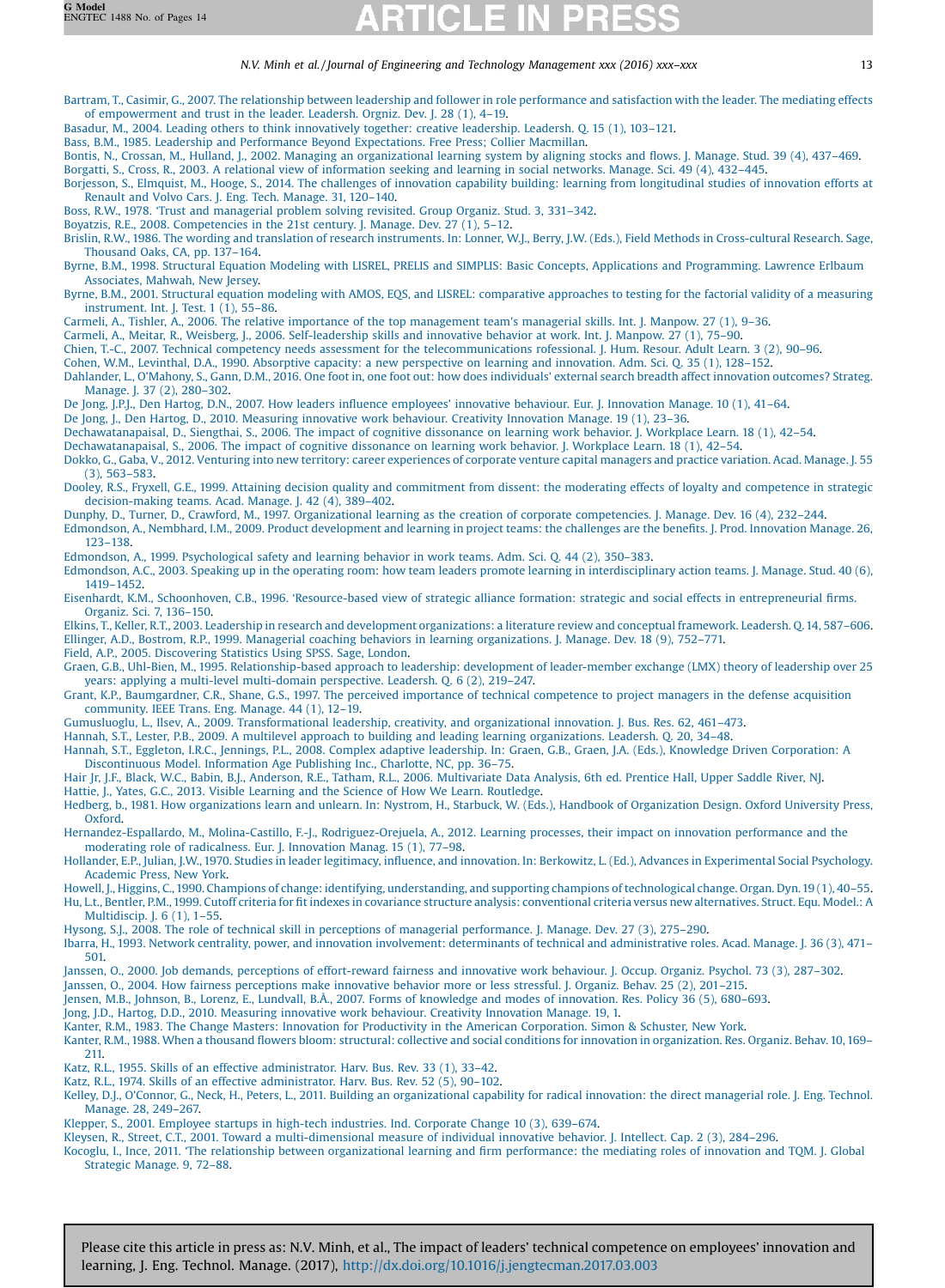Bartram, T., Casimir, G., 2007. The relationship between leadership and follower in role performance and satisfaction with the leader. The mediating effects of empowerment and trust in the leader. Leadersh. Orgniz. Dev. J. 28 (1), 4–19.

Basadur, M., 2004. Leading others to think innovatively together: creative leadership. Leadersh. Q. 15 (1), 103–121.

Bass, B.M., 1985. Leadership and Performance Beyond Expectations. Free Press; Collier Macmillan.

Bontis, N., Crossan, M., Hulland, J., 2002. Managing an organizational learning system by aligning stocks and flows. J. Manage. Stud. 39 (4), 437–469.

Borgatti, S., Cross, R., 2003. A relational view of information seeking and learning in social networks. Manage. Sci. 49 (4), 432–445.

Borjesson, S., Elmquist, M., Hooge, S., 2014. The challenges of innovation capability building: learning from longitudinal studies of innovation efforts at Renault and Volvo Cars. J. Eng. Tech. Manage. 31, 120–140.

Boss, R.W., 1978. 'Trust and managerial problem solving revisited. Group Organiz. Stud. 3, 331–342.

Boyatzis, R.E., 2008. Competencies in the 21st century. J. Manage. Dev. 27 (1), 5–12.

Brislin, R.W., 1986. The wording and translation of research instruments. In: Lonner, W.J., Berry, J.W. (Eds.), Field Methods in Cross-cultural Research. Sage, Thousand Oaks, CA, pp. 137–164.

Byrne, B.M., 1998. Structural Equation Modeling with LISREL, PRELIS and SIMPLIS: Basic Concepts, Applications and Programming. Lawrence Erlbaum Associates, Mahwah, New Jersey.

Byrne, B.M., 2001. Structural equation modeling with AMOS, EQS, and LISREL: comparative approaches to testing for the factorial validity of a measuring instrument. Int. J. Test. 1 (1), 55–86.

Carmeli, A., Tishler, A., 2006. The relative importance of the top management team's managerial skills. Int. J. Manpow. 27 (1), 9–36.

Carmeli, A., Meitar, R., Weisberg, J., 2006. Self-leadership skills and innovative behavior at work. Int. J. Manpow. 27 (1), 75–90.

Chien, T.-C., 2007. Technical competency needs assessment for the telecommunications rofessional. J. Hum. Resour. Adult Learn. 3 (2), 90–96.

Cohen, W.M., Levinthal, D.A., 1990. Absorptive capacity: a new perspective on learning and innovation. Adm. Sci. Q. 35 (1), 128–152.

Dahlander, L., O'Mahony, S., Gann, D.M., 2016. One foot in, one foot out: how does individuals' external search breadth affect innovation outcomes? Strateg. Manage. J. 37 (2), 280–302.

De Jong, J.P.J., Den Hartog, D.N., 2007. How leaders influence employees' innovative behaviour. Eur. J. Innovation Manage. 10 (1), 41–64.

De Jong, J., Den Hartog, D., 2010. Measuring innovative work behaviour. Creativity Innovation Manage. 19 (1), 23–36.

Dechawatanapaisal, D., Siengthai, S., 2006. The impact of cognitive dissonance on learning work behavior. J. Workplace Learn. 18 (1), 42–54.

Dechawatanapaisal, S., 2006. The impact of cognitive dissonance on learning work behavior. J. Workplace Learn. 18 (1), 42–54.

Dokko, G., Gaba, V., 2012. Venturing into new territory: career experiences of corporate venture capital managers and practice variation. Acad. Manage. J. 55 (3), 563–583.

Dooley, R.S., Fryxell, G.E., 1999. Attaining decision quality and commitment from dissent: the moderating effects of loyalty and competence in strategic decision-making teams. Acad. Manage. J. 42 (4), 389–402.

Dunphy, D., Turner, D., Crawford, M., 1997. Organizational learning as the creation of corporate competencies. J. Manage. Dev. 16 (4), 232–244.

Edmondson, A., Nembhard, I.M., 2009. Product development and learning in project teams: the challenges are the benefits. J. Prod. Innovation Manage. 26, 123–138.

Edmondson, A., 1999. Psychological safety and learning behavior in work teams. Adm. Sci. Q. 44 (2), 350–383.

Edmondson, A.C., 2003. Speaking up in the operating room: how team leaders promote learning in interdisciplinary action teams. J. Manage. Stud. 40 (6), 1419–1452.

Eisenhardt, K.M., Schoonhoven, C.B., 1996. 'Resource-based view of strategic alliance formation: strategic and social effects in entrepreneurial firms. Organiz. Sci. 7, 136–150.

Elkins, T., Keller, R.T., 2003. Leadership in research and development organizations: a literature review and conceptual framework. Leadersh. Q. 14, 587–606.

Ellinger, A.D., Bostrom, R.P., 1999. Managerial coaching behaviors in learning organizations. J. Manage. Dev. 18 (9), 752–771.

Field, A.P., 2005. Discovering Statistics Using SPSS. Sage, London.

Graen, G.B., Uhl-Bien, M., 1995. Relationship-based approach to leadership: development of leader-member exchange (LMX) theory of leadership over 25 years: applying a multi-level multi-domain perspective. Leadersh. Q. 6 (2), 219–247.

Grant, K.P., Baumgardner, C.R., Shane, G.S., 1997. The perceived importance of technical competence to project managers in the defense acquisition community. IEEE Trans. Eng. Manage. 44 (1), 12–19.

Gumusluoglu, L., Ilsev, A., 2009. Transformational leadership, creativity, and organizational innovation. J. Bus. Res. 62, 461–473.

Hannah, S.T., Lester, P.B., 2009. A multilevel approach to building and leading learning organizations. Leadersh. Q. 20, 34–48.

Hannah, S.T., Eggleton, I.R.C., Jennings, P.L., 2008. Complex adaptive leadership. In: Graen, G.B., Graen, J.A. (Eds.), Knowledge Driven Corporation: A Discontinuous Model. Information Age Publishing Inc., Charlotte, NC, pp. 36–75.

Hair Jr, J.F., Black, W.C., Babin, B.J., Anderson, R.E., Tatham, R.L., 2006. Multivariate Data Analysis, 6th ed. Prentice Hall, Upper Saddle River, NJ.

Hattie, J., Yates, G.C., 2013. Visible Learning and the Science of How We Learn. Routledge.

Hedberg, b., 1981. How organizations learn and unlearn. In: Nystrom, H., Starbuck, W. (Eds.), Handbook of Organization Design. Oxford University Press, Oxford.

Hernandez-Espallardo, M., Molina-Castillo, F.-J., Rodriguez-Orejuela, A., 2012. Learning processes, their impact on innovation performance and the moderating role of radicalness. Eur. J. Innovation Manag. 15 (1), 77–98.

Hollander, E.P., Julian, J.W., 1970. Studies in leader legitimacy, influence, and innovation. In: Berkowitz, L. (Ed.), Advances in Experimental Social Psychology. Academic Press, New York.

Howell, J., Higgins, C., 1990. Champions of change: identifying, understanding, and supporting champions of technological change. Organ. Dyn. 19 (1), 40–55.

Hu, L.t., Bentler, P.M., 1999. Cutoff criteria for fit indexes in covariance structure analysis: conventional criteria versus new alternatives. Struct. Equ. Model.: A Multidiscip. J. 6 (1), 1–55.

Hysong, S.J., 2008. The role of technical skill in perceptions of managerial performance. J. Manage. Dev. 27 (3), 275–290.

Ibarra, H., 1993. Network centrality, power, and innovation involvement: determinants of technical and administrative roles. Acad. Manage. J. 36 (3), 471–501.

Janssen, O., 2000. Job demands, perceptions of effort-reward fairness and innovative work behaviour. J. Occup. Organiz. Psychol. 73 (3), 287–302.

Janssen, O., 2004. How fairness perceptions make innovative behavior more or less stressful. J. Organiz. Behav. 25 (2), 201–215.

Jensen, M.B., Johnson, B., Lorenz, E., Lundvall, B.Å., 2007. Forms of knowledge and modes of innovation. Res. Policy 36 (5), 680–693.

Jong, J.D., Hartog, D.D., 2010. Measuring innovative work behaviour. Creativity Innovation Manage. 19, 1.

Kanter, R.M., 1983. The Change Masters: Innovation for Productivity in the American Corporation. Simon & Schuster, New York.

Kanter, R.M., 1988. When a thousand flowers bloom: structural: collective and social conditions for innovation in organization. Res. Organiz. Behav. 10, 169–211.

Katz, R.L., 1955. Skills of an effective administrator. Harv. Bus. Rev. 33 (1), 33–42.

Katz, R.L., 1974. Skills of an effective administrator. Harv. Bus. Rev. 52 (5), 90–102.

Kelley, D.J., O'Connor, G., Neck, H., Peters, L., 2011. Building an organizational capability for radical innovation: the direct managerial role. J. Eng. Technol. Manage. 28, 249–267.

Klepper, S., 2001. Employee startups in high-tech industries. Ind. Corporate Change 10 (3), 639–674.

Kleysen, R., Street, C.T., 2001. Toward a multi-dimensional measure of individual innovative behavior. J. Intellect. Cap. 2 (3), 284–296.

Kocoglu, I., Ince, 2011. 'The relationship between organizational learning and firm performance: the mediating roles of innovation and TQM. J. Global Strategic Manage. 9, 72–88.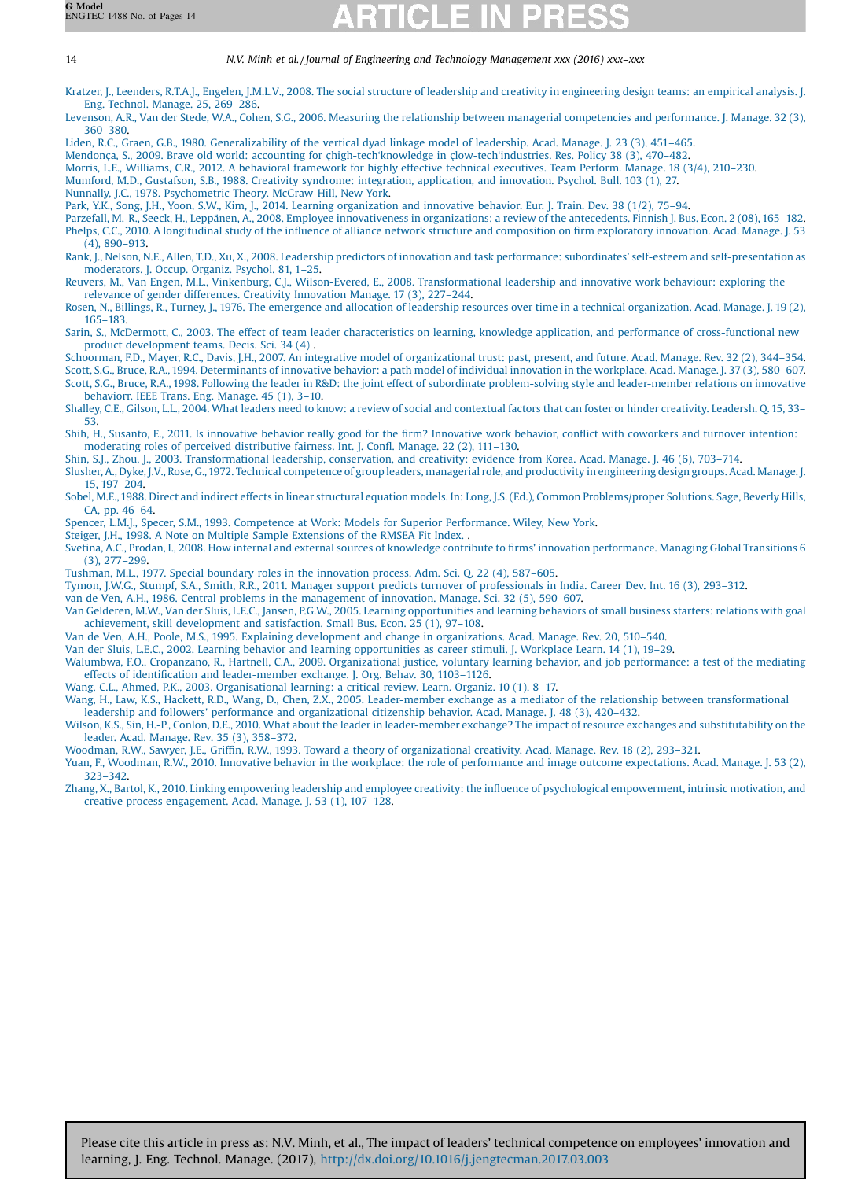Kratzer, J., Leenders, R.T.A.J., Engelen, J.M.L.V., 2008. The social structure of leadership and creativity in engineering design teams: an empirical analysis. J. Eng. Technol. Manage. 25, 269–286.

Levenson, A.R., Van der Stede, W.A., Cohen, S.G., 2006. Measuring the relationship between managerial competencies and performance. J. Manage. 32 (3), 360–380.

Liden, R.C., Graen, G.B., 1980. Generalizability of the vertical dyad linkage model of leadership. Acad. Manage. J. 23 (3), 451–465.

Mendonça, S., 2009. Brave old world: accounting for çhigh-tech'knowledge in çlow-tech'industries. Res. Policy 38 (3), 470–482.

Morris, L.E., Williams, C.R., 2012. A behavioral framework for highly effective technical executives. Team Perform. Manage. 18 (3/4), 210–230.

Mumford, M.D., Gustafson, S.B., 1988. Creativity syndrome: integration, application, and innovation. Psychol. Bull. 103 (1), 27.

Nunnally, J.C., 1978. Psychometric Theory. McGraw-Hill, New York.

Park, Y.K., Song, J.H., Yoon, S.W., Kim, J., 2014. Learning organization and innovative behavior. Eur. J. Train. Dev. 38 (1/2), 75–94.

Parzefall, M.-R., Seeck, H., Leppänen, A., 2008. Employee innovativeness in organizations: a review of the antecedents. Finnish J. Bus. Econ. 2 (08), 165–182.

Phelps, C.C., 2010. A longitudinal study of the influence of alliance network structure and composition on firm exploratory innovation. Acad. Manage. J. 53 (4), 890–913.

Rank, J., Nelson, N.E., Allen, T.D., Xu, X., 2008. Leadership predictors of innovation and task performance: subordinates' self-esteem and self-presentation as moderators. J. Occup. Organiz. Psychol. 81, 1–25.

Reuvers, M., Van Engen, M.L., Vinkenburg, C.J., Wilson-Evered, E., 2008. Transformational leadership and innovative work behaviour: exploring the relevance of gender differences. Creativity Innovation Manage. 17 (3), 227–244.

Rosen, N., Billings, R., Turney, J., 1976. The emergence and allocation of leadership resources over time in a technical organization. Acad. Manage. J. 19 (2), 165–183.

Sarin, S., McDermott, C., 2003. The effect of team leader characteristics on learning, knowledge application, and performance of cross-functional new product development teams. Decis. Sci. 34 (4) .

Schoorman, F.D., Mayer, R.C., Davis, J.H., 2007. An integrative model of organizational trust: past, present, and future. Acad. Manage. Rev. 32 (2), 344–354.

Scott, S.G., Bruce, R.A., 1994. Determinants of innovative behavior: a path model of individual innovation in the workplace. Acad. Manage. J. 37 (3), 580–607.

Scott, S.G., Bruce, R.A., 1998. Following the leader in R&D: the joint effect of subordinate problem-solving style and leader-member relations on innovative behaviorr. IEEE Trans. Eng. Manage. 45 (1), 3–10.

Shalley, C.E., Gilson, L.L., 2004. What leaders need to know: a review of social and contextual factors that can foster or hinder creativity. Leadersh. Q. 15, 33–53.

Shih, H., Susanto, E., 2011. Is innovative behavior really good for the firm? Innovative work behavior, conflict with coworkers and turnover intention: moderating roles of perceived distributive fairness. Int. J. Confl. Manage. 22 (2), 111–130.

Shin, S.J., Zhou, J., 2003. Transformational leadership, conservation, and creativity: evidence from Korea. Acad. Manage. J. 46 (6), 703–714.

Slusher, A., Dyke, J.V., Rose, G., 1972. Technical competence of group leaders, managerial role, and productivity in engineering design groups. Acad. Manage. J. 15, 197–204.

Sobel, M.E., 1988. Direct and indirect effects in linear structural equation models. In: Long, J.S. (Ed.), Common Problems/proper Solutions. Sage, Beverly Hills, CA, pp. 46–64.

Spencer, L.M.J., Specer, S.M., 1993. Competence at Work: Models for Superior Performance. Wiley, New York.

Steiger, J.H., 1998. A Note on Multiple Sample Extensions of the RMSEA Fit Index. .

Svetina, A.C., Prodan, I., 2008. How internal and external sources of knowledge contribute to firms' innovation performance. Managing Global Transitions 6 (3), 277–299.

Tushman, M.L., 1977. Special boundary roles in the innovation process. Adm. Sci. Q. 22 (4), 587–605.

Tymon, J.W.G., Stumpf, S.A., Smith, R.R., 2011. Manager support predicts turnover of professionals in India. Career Dev. Int. 16 (3), 293–312.

van de Ven, A.H., 1986. Central problems in the management of innovation. Manage. Sci. 32 (5), 590–607.

Van Gelderen, M.W., Van der Sluis, L.E.C., Jansen, P.G.W., 2005. Learning opportunities and learning behaviors of small business starters: relations with goal achievement, skill development and satisfaction. Small Bus. Econ. 25 (1), 97–108.

Van de Ven, A.H., Poole, M.S., 1995. Explaining development and change in organizations. Acad. Manage. Rev. 20, 510–540.

Van der Sluis, L.E.C., 2002. Learning behavior and learning opportunities as career stimuli. J. Workplace Learn. 14 (1), 19–29.

Walumbwa, F.O., Cropanzano, R., Hartnell, C.A., 2009. Organizational justice, voluntary learning behavior, and job performance: a test of the mediating effects of identification and leader-member exchange. J. Org. Behav. 30, 1103–1126.

Wang, C.L., Ahmed, P.K., 2003. Organisational learning: a critical review. Learn. Organiz. 10 (1), 8–17.

Wang, H., Law, K.S., Hackett, R.D., Wang, D., Chen, Z.X., 2005. Leader-member exchange as a mediator of the relationship between transformational leadership and followers' performance and organizational citizenship behavior. Acad. Manage. J. 48 (3), 420–432.

Wilson, K.S., Sin, H.-P., Conlon, D.E., 2010. What about the leader in leader-member exchange? The impact of resource exchanges and substitutability on the leader. Acad. Manage. Rev. 35 (3), 358–372.

Woodman, R.W., Sawyer, J.E., Griffin, R.W., 1993. Toward a theory of organizational creativity. Acad. Manage. Rev. 18 (2), 293–321.

Yuan, F., Woodman, R.W., 2010. Innovative behavior in the workplace: the role of performance and image outcome expectations. Acad. Manage. J. 53 (2), 323–342.

Zhang, X., Bartol, K., 2010. Linking empowering leadership and employee creativity: the influence of psychological empowerment, intrinsic motivation, and creative process engagement. Acad. Manage. J. 53 (1), 107–128.

Please cite this article in press as: N.V. Minh, et al., The impact of leaders' technical competence on employees' innovation and learning, J. Eng. Technol. Manage. (2017), http://dx.doi.org/10.1016/j.jengtecman.2017.03.003